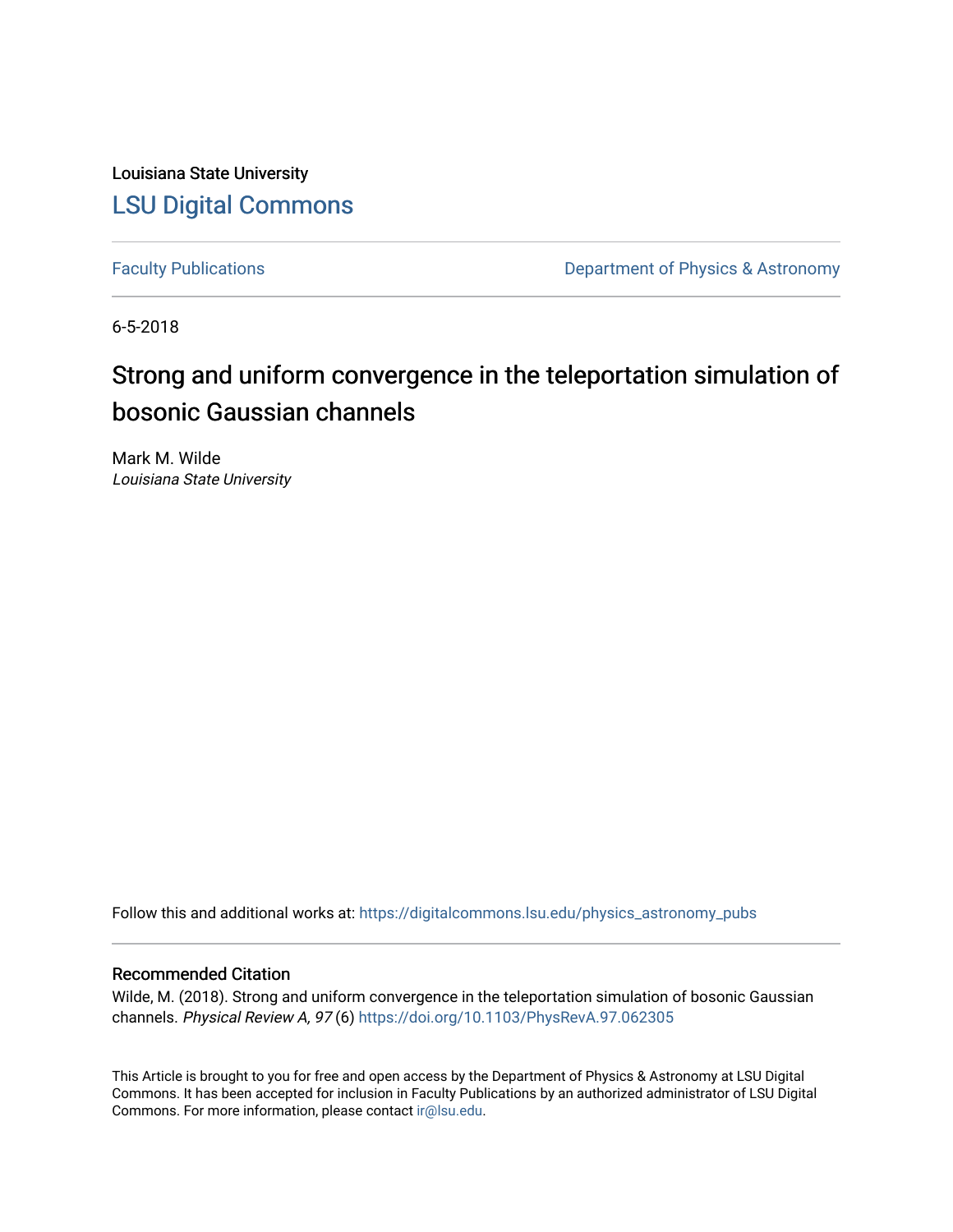Louisiana State University

# LSU Digital Commons

Faculty Publications | Department of Physics & Astronomy

6-5-2018

## Strong and uniform convergence in the teleportation simulation of bosonic Gaussian channels

Mark M. Wilde
*Louisiana State University*

Follow this and additional works at: https://digitalcommons.lsu.edu/physics_astronomy_pubs

### Recommended Citation

Wilde, M. (2018). Strong and uniform convergence in the teleportation simulation of bosonic Gaussian channels. *Physical Review A, 97* (6) https://doi.org/10.1103/PhysRevA.97.062305

This Article is brought to you for free and open access by the Department of Physics & Astronomy at LSU Digital Commons. It has been accepted for inclusion in Faculty Publications by an authorized administrator of LSU Digital Commons. For more information, please contact ir@lsu.edu.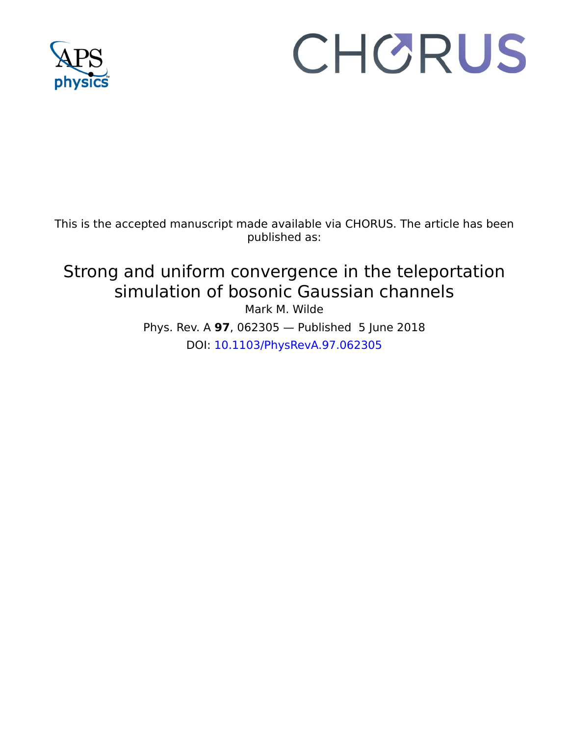This is the accepted manuscript made available via CHORUS. The article has been published as:

# Strong and uniform convergence in the teleportation simulation of bosonic Gaussian channels

Mark M. Wilde

Phys. Rev. A **97**, 062305 — Published 5 June 2018

DOI: 10.1103/PhysRevA.97.062305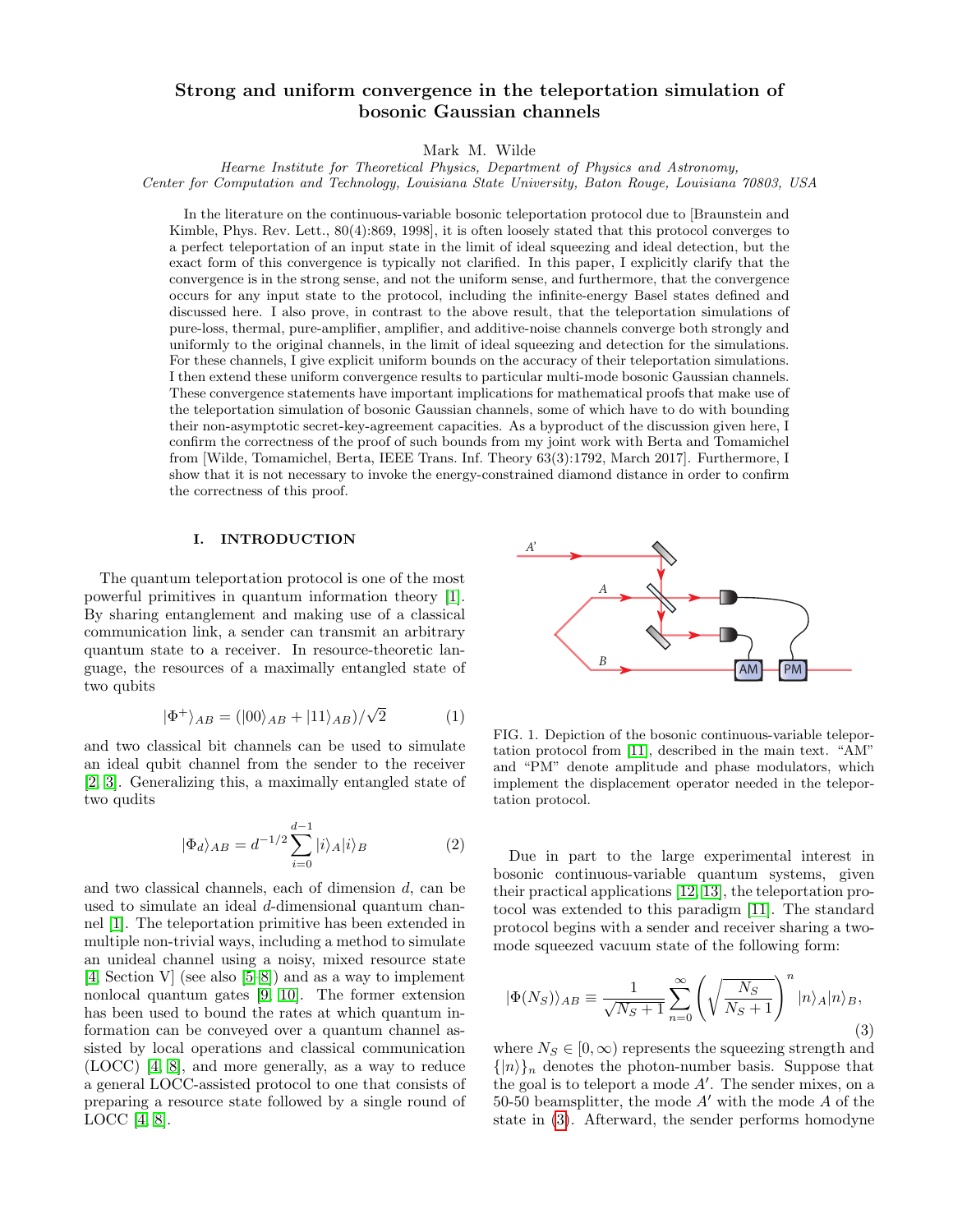# Strong and uniform convergence in the teleportation simulation of bosonic Gaussian channels

Mark M. Wilde

*Hearne Institute for Theoretical Physics, Department of Physics and Astronomy, Center for Computation and Technology, Louisiana State University, Baton Rouge, Louisiana 70803, USA*

In the literature on the continuous-variable bosonic teleportation protocol due to [Braunstein and Kimble, Phys. Rev. Lett., 80(4):869, 1998], it is often loosely stated that this protocol converges to a perfect teleportation of an input state in the limit of ideal squeezing and ideal detection, but the exact form of this convergence is typically not clarified. In this paper, I explicitly clarify that the convergence is in the strong sense, and not the uniform sense, and furthermore, that the convergence occurs for any input state to the protocol, including the infinite-energy Basel states defined and discussed here. I also prove, in contrast to the above result, that the teleportation simulations of pure-loss, thermal, pure-amplifier, amplifier, and additive-noise channels converge both strongly and uniformly to the original channels, in the limit of ideal squeezing and detection for the simulations. For these channels, I give explicit uniform bounds on the accuracy of their teleportation simulations. I then extend these uniform convergence results to particular multi-mode bosonic Gaussian channels. These convergence statements have important implications for mathematical proofs that make use of the teleportation simulation of bosonic Gaussian channels, some of which have to do with bounding their non-asymptotic secret-key-agreement capacities. As a byproduct of the discussion given here, I confirm the correctness of the proof of such bounds from my joint work with Berta and Tomamichel from [Wilde, Tomamichel, Berta, IEEE Trans. Inf. Theory 63(3):1792, March 2017]. Furthermore, I show that it is not necessary to invoke the energy-constrained diamond distance in order to confirm the correctness of this proof.

## I. INTRODUCTION

The quantum teleportation protocol is one of the most powerful primitives in quantum information theory [1]. By sharing entanglement and making use of a classical communication link, a sender can transmit an arbitrary quantum state to a receiver. In resource-theoretic language, the resources of a maximally entangled state of two qubits

$$|\Phi^+\rangle_{AB} = (|00\rangle_{AB} + |11\rangle_{AB})/\sqrt{2} \tag{1}$$

and two classical bit channels can be used to simulate an ideal qubit channel from the sender to the receiver [2, 3]. Generalizing this, a maximally entangled state of two qudits

$$|\Phi_d\rangle_{AB} = d^{-1/2} \sum_{i=0}^{d-1} |i\rangle_A |i\rangle_B \tag{2}$$

and two classical channels, each of dimension $d$, can be used to simulate an ideal $d$-dimensional quantum channel [1]. The teleportation primitive has been extended in multiple non-trivial ways, including a method to simulate an unideal channel using a noisy, mixed resource state [4, Section V] (see also [5–8]) and as a way to implement nonlocal quantum gates [9, 10]. The former extension has been used to bound the rates at which quantum information can be conveyed over a quantum channel assisted by local operations and classical communication (LOCC) [4, 8], and more generally, as a way to reduce a general LOCC-assisted protocol to one that consists of preparing a resource state followed by a single round of LOCC [4, 8].

FIG. 1. Depiction of the bosonic continuous-variable teleportation protocol from [11], described in the main text. "AM" and "PM" denote amplitude and phase modulators, which implement the displacement operator needed in the teleportation protocol.

Due in part to the large experimental interest in bosonic continuous-variable quantum systems, given their practical applications [12, 13], the teleportation protocol was extended to this paradigm [11]. The standard protocol begins with a sender and receiver sharing a two-mode squeezed vacuum state of the following form:

$$|\Phi(N_S)\rangle_{AB} \equiv \frac{1}{\sqrt{N_S+1}} \sum_{n=0}^{\infty} \left(\sqrt{\frac{N_S}{N_S+1}}\right)^n |n\rangle_A |n\rangle_B, \tag{3}$$

where $N_S \in [0, \infty)$ represents the squeezing strength and $\{|n\rangle\}_n$ denotes the photon-number basis. Suppose that the goal is to teleport a mode $A'$. The sender mixes, on a 50-50 beamsplitter, the mode $A'$ with the mode $A$ of the state in (3). Afterward, the sender performs homodyne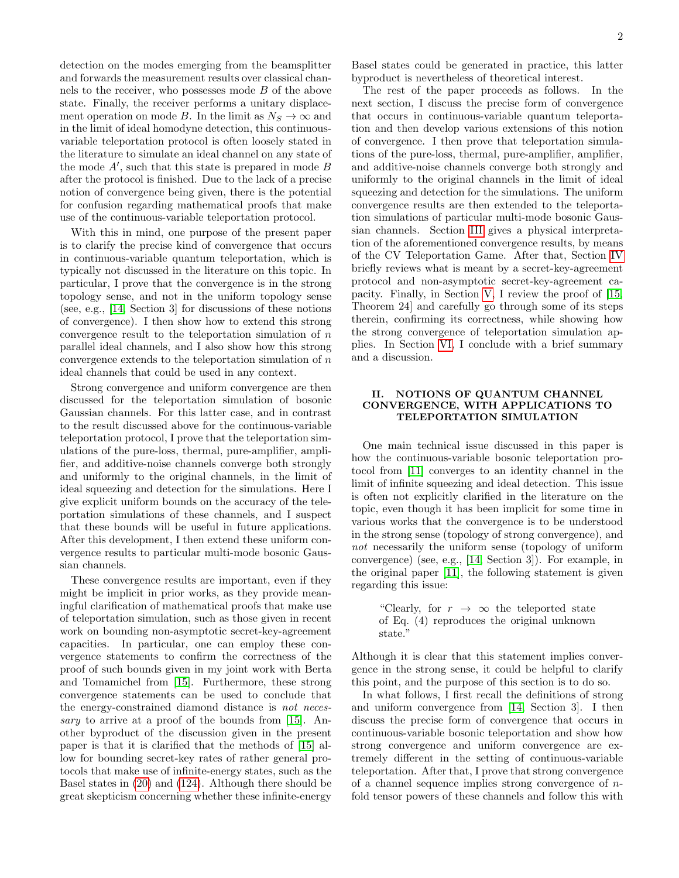detection on the modes emerging from the beamsplitter and forwards the measurement results over classical channels to the receiver, who possesses mode $B$ of the above state. Finally, the receiver performs a unitary displacement operation on mode $B$. In the limit as $N_S \to \infty$ and in the limit of ideal homodyne detection, this continuous-variable teleportation protocol is often loosely stated in the literature to simulate an ideal channel on any state of the mode $A'$, such that this state is prepared in mode $B$ after the protocol is finished. Due to the lack of a precise notion of convergence being given, there is the potential for confusion regarding mathematical proofs that make use of the continuous-variable teleportation protocol.

With this in mind, one purpose of the present paper is to clarify the precise kind of convergence that occurs in continuous-variable quantum teleportation, which is typically not discussed in the literature on this topic. In particular, I prove that the convergence is in the strong topology sense, and not in the uniform topology sense (see, e.g., [14, Section 3] for discussions of these notions of convergence). I then show how to extend this strong convergence result to the teleportation simulation of $n$ parallel ideal channels, and I also show how this strong convergence extends to the teleportation simulation of $n$ ideal channels that could be used in any context.

Strong convergence and uniform convergence are then discussed for the teleportation simulation of bosonic Gaussian channels. For this latter case, and in contrast to the result discussed above for the continuous-variable teleportation protocol, I prove that the teleportation simulations of the pure-loss, thermal, pure-amplifier, amplifier, and additive-noise channels converge both strongly and uniformly to the original channels, in the limit of ideal squeezing and detection for the simulations. Here I give explicit uniform bounds on the accuracy of the teleportation simulations of these channels, and I suspect that these bounds will be useful in future applications. After this development, I then extend these uniform convergence results to particular multi-mode bosonic Gaussian channels.

These convergence results are important, even if they might be implicit in prior works, as they provide meaningful clarification of mathematical proofs that make use of teleportation simulation, such as those given in recent work on bounding non-asymptotic secret-key-agreement capacities. In particular, one can employ these convergence statements to confirm the correctness of the proof of such bounds given in my joint work with Berta and Tomamichel from [15]. Furthermore, these strong convergence statements can be used to conclude that the energy-constrained diamond distance is *not necessary* to arrive at a proof of the bounds from [15]. Another byproduct of the discussion given in the present paper is that it is clarified that the methods of [15] allow for bounding secret-key rates of rather general protocols that make use of infinite-energy states, such as the Basel states in (20) and (124). Although there should be great skepticism concerning whether these infinite-energy Basel states could be generated in practice, this latter byproduct is nevertheless of theoretical interest.

The rest of the paper proceeds as follows. In the next section, I discuss the precise form of convergence that occurs in continuous-variable quantum teleportation and then develop various extensions of this notion of convergence. I then prove that teleportation simulations of the pure-loss, thermal, pure-amplifier, amplifier, and additive-noise channels converge strongly and uniformly to the original channels in the limit of ideal squeezing and detection for the simulations. The uniform convergence results are then extended to the teleportation simulations of particular multi-mode bosonic Gaussian channels. Section III gives a physical interpretation of the aforementioned convergence results, by means of the CV Teleportation Game. After that, Section IV briefly reviews what is meant by a secret-key-agreement protocol and non-asymptotic secret-key-agreement capacity. Finally, in Section V, I review the proof of [15, Theorem 24] and carefully go through some of its steps therein, confirming its correctness, while showing how the strong convergence of teleportation simulation applies. In Section VI, I conclude with a brief summary and a discussion.

## II. NOTIONS OF QUANTUM CHANNEL CONVERGENCE, WITH APPLICATIONS TO TELEPORTATION SIMULATION

One main technical issue discussed in this paper is how the continuous-variable bosonic teleportation protocol from [11] converges to an identity channel in the limit of infinite squeezing and ideal detection. This issue is often not explicitly clarified in the literature on the topic, even though it has been implicit for some time in various works that the convergence is to be understood in the strong sense (topology of strong convergence), and *not* necessarily the uniform sense (topology of uniform convergence) (see, e.g., [14, Section 3]). For example, in the original paper [11], the following statement is given regarding this issue:

> "Clearly, for $r \to \infty$ the teleported state of Eq. (4) reproduces the original unknown state."

Although it is clear that this statement implies convergence in the strong sense, it could be helpful to clarify this point, and the purpose of this section is to do so.

In what follows, I first recall the definitions of strong and uniform convergence from [14, Section 3]. I then discuss the precise form of convergence that occurs in continuous-variable bosonic teleportation and show how strong convergence and uniform convergence are extremely different in the setting of continuous-variable teleportation. After that, I prove that strong convergence of a channel sequence implies strong convergence of $n$-fold tensor powers of these channels and follow this with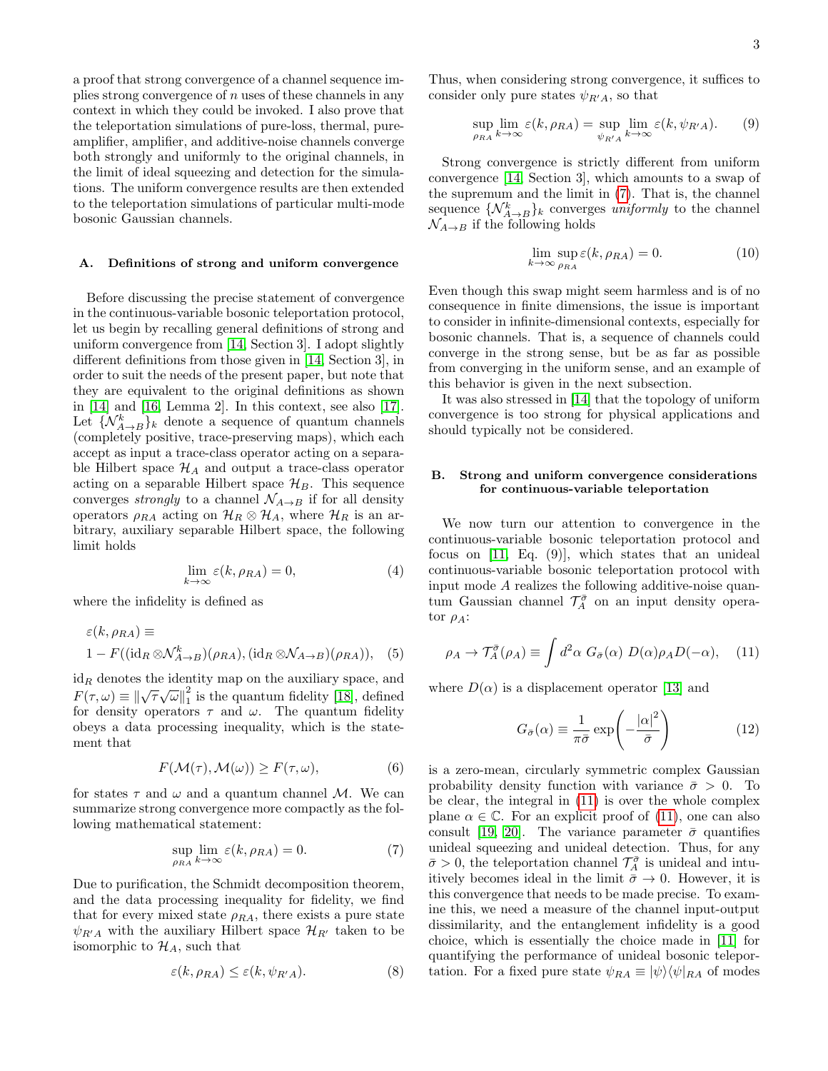a proof that strong convergence of a channel sequence implies strong convergence of $n$ uses of these channels in any context in which they could be invoked. I also prove that the teleportation simulations of pure-loss, thermal, pure-amplifier, amplifier, and additive-noise channels converge both strongly and uniformly to the original channels, in the limit of ideal squeezing and detection for the simulations. The uniform convergence results are then extended to the teleportation simulations of particular multi-mode bosonic Gaussian channels.

### A. Definitions of strong and uniform convergence

Before discussing the precise statement of convergence in the continuous-variable bosonic teleportation protocol, let us begin by recalling general definitions of strong and uniform convergence from [14, Section 3]. I adopt slightly different definitions from those given in [14, Section 3], in order to suit the needs of the present paper, but note that they are equivalent to the original definitions as shown in [14] and [16, Lemma 2]. In this context, see also [17]. Let $\{\mathcal{N}^k_{A\to B}\}_k$ denote a sequence of quantum channels (completely positive, trace-preserving maps), which each accept as input a trace-class operator acting on a separable Hilbert space $\mathcal{H}_A$ and output a trace-class operator acting on a separable Hilbert space $\mathcal{H}_B$. This sequence converges *strongly* to a channel $\mathcal{N}_{A\to B}$ if for all density operators $\rho_{RA}$ acting on $\mathcal{H}_R \otimes \mathcal{H}_A$, where $\mathcal{H}_R$ is an arbitrary, auxiliary separable Hilbert space, the following limit holds

$$\lim_{k\to\infty} \varepsilon(k, \rho_{RA}) = 0, \tag{4}$$

where the infidelity is defined as

$$\varepsilon(k, \rho_{RA}) \equiv \\ 1 - F((\mathrm{id}_R \otimes \mathcal{N}^k_{A\to B})(\rho_{RA}), (\mathrm{id}_R \otimes \mathcal{N}_{A\to B})(\rho_{RA})), \tag{5}$$

$\mathrm{id}_R$ denotes the identity map on the auxiliary space, and $F(\tau, \omega) \equiv \|\sqrt{\tau}\sqrt{\omega}\|_1^2$ is the quantum fidelity [18], defined for density operators $\tau$ and $\omega$. The quantum fidelity obeys a data processing inequality, which is the statement that

$$F(\mathcal{M}(\tau), \mathcal{M}(\omega)) \geq F(\tau, \omega), \tag{6}$$

for states $\tau$ and $\omega$ and a quantum channel $\mathcal{M}$. We can summarize strong convergence more compactly as the following mathematical statement:

$$\sup_{\rho_{RA}} \lim_{k\to\infty} \varepsilon(k, \rho_{RA}) = 0. \tag{7}$$

Due to purification, the Schmidt decomposition theorem, and the data processing inequality for fidelity, we find that for every mixed state $\rho_{RA}$, there exists a pure state $\psi_{R'A}$ with the auxiliary Hilbert space $\mathcal{H}_{R'}$ taken to be isomorphic to $\mathcal{H}_A$, such that

$$\varepsilon(k, \rho_{RA}) \leq \varepsilon(k, \psi_{R'A}). \tag{8}$$

Thus, when considering strong convergence, it suffices to consider only pure states $\psi_{R'A}$, so that

$$\sup_{\rho_{RA}} \lim_{k\to\infty} \varepsilon(k, \rho_{RA}) = \sup_{\psi_{R'A}} \lim_{k\to\infty} \varepsilon(k, \psi_{R'A}). \tag{9}$$

Strong convergence is strictly different from uniform convergence [14, Section 3], which amounts to a swap of the supremum and the limit in (7). That is, the channel sequence $\{\mathcal{N}^k_{A\to B}\}_k$ converges *uniformly* to the channel $\mathcal{N}_{A\to B}$ if the following holds

$$\lim_{k\to\infty} \sup_{\rho_{RA}} \varepsilon(k, \rho_{RA}) = 0. \tag{10}$$

Even though this swap might seem harmless and is of no consequence in finite dimensions, the issue is important to consider in infinite-dimensional contexts, especially for bosonic channels. That is, a sequence of channels could converge in the strong sense, but be as far as possible from converging in the uniform sense, and an example of this behavior is given in the next subsection.

It was also stressed in [14] that the topology of uniform convergence is too strong for physical applications and should typically not be considered.

### B. Strong and uniform convergence considerations for continuous-variable teleportation

We now turn our attention to convergence in the continuous-variable bosonic teleportation protocol and focus on [11, Eq. (9)], which states that an unideal continuous-variable bosonic teleportation protocol with input mode $A$ realizes the following additive-noise quantum Gaussian channel $\mathcal{T}^{\bar{\sigma}}_A$ on an input density operator $\rho_A$:

$$\rho_A \to \mathcal{T}^{\bar{\sigma}}_A(\rho_A) \equiv \int d^2\alpha \; G_{\bar{\sigma}}(\alpha) \; D(\alpha)\rho_A D(-\alpha), \tag{11}$$

where $D(\alpha)$ is a displacement operator [13] and

$$G_{\bar{\sigma}}(\alpha) \equiv \frac{1}{\pi\bar{\sigma}} \exp\left(-\frac{|\alpha|^2}{\bar{\sigma}}\right) \tag{12}$$

is a zero-mean, circularly symmetric complex Gaussian probability density function with variance $\bar{\sigma} > 0$. To be clear, the integral in (11) is over the whole complex plane $\alpha \in \mathbb{C}$. For an explicit proof of (11), one can also consult [19, 20]. The variance parameter $\bar{\sigma}$ quantifies unideal squeezing and unideal detection. Thus, for any $\bar{\sigma} > 0$, the teleportation channel $\mathcal{T}^{\bar{\sigma}}_A$ is unideal and intuitively becomes ideal in the limit $\bar{\sigma} \to 0$. However, it is this convergence that needs to be made precise. To examine this, we need a measure of the channel input-output dissimilarity, and the entanglement infidelity is a good choice, which is essentially the choice made in [11] for quantifying the performance of unideal bosonic teleportation. For a fixed pure state $\psi_{RA} \equiv |\psi\rangle\langle\psi|_{RA}$ of modes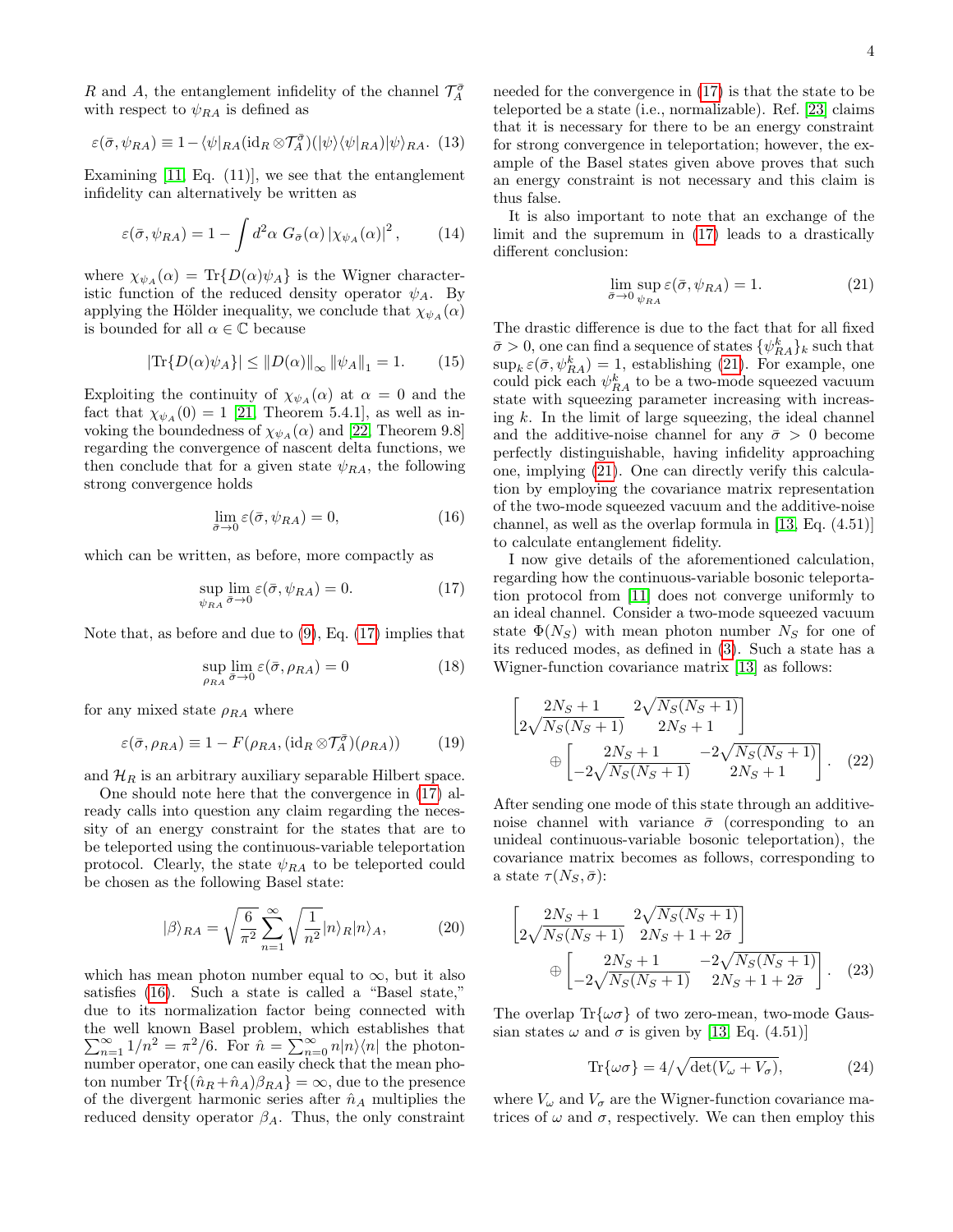$R$ and $A$, the entanglement infidelity of the channel $\mathcal{T}_A^{\bar{\sigma}}$ with respect to $\psi_{RA}$ is defined as

$$\varepsilon(\bar{\sigma}, \psi_{RA}) \equiv 1 - \langle\psi|_{RA}(\mathrm{id}_R \otimes \mathcal{T}_A^{\bar{\sigma}})(|\psi\rangle\langle\psi|_{RA})|\psi\rangle_{RA}. \quad (13)$$

Examining [11, Eq. (11)], we see that the entanglement infidelity can alternatively be written as

$$\varepsilon(\bar{\sigma}, \psi_{RA}) = 1 - \int d^2\alpha \; G_{\bar{\sigma}}(\alpha) \left|\chi_{\psi_A}(\alpha)\right|^2, \quad (14)$$

where $\chi_{\psi_A}(\alpha) = \mathrm{Tr}\{D(\alpha)\psi_A\}$ is the Wigner characteristic function of the reduced density operator $\psi_A$. By applying the Hölder inequality, we conclude that $\chi_{\psi_A}(\alpha)$ is bounded for all $\alpha \in \mathbb{C}$ because

$$|\mathrm{Tr}\{D(\alpha)\psi_A\}| \leq \|D(\alpha)\|_\infty \|\psi_A\|_1 = 1. \quad (15)$$

Exploiting the continuity of $\chi_{\psi_A}(\alpha)$ at $\alpha = 0$ and the fact that $\chi_{\psi_A}(0) = 1$ [21, Theorem 5.4.1], as well as invoking the boundedness of $\chi_{\psi_A}(\alpha)$ and [22, Theorem 9.8] regarding the convergence of nascent delta functions, we then conclude that for a given state $\psi_{RA}$, the following strong convergence holds

$$\lim_{\bar{\sigma}\to 0} \varepsilon(\bar{\sigma}, \psi_{RA}) = 0, \quad (16)$$

which can be written, as before, more compactly as

$$\sup_{\psi_{RA}} \lim_{\bar{\sigma}\to 0} \varepsilon(\bar{\sigma}, \psi_{RA}) = 0. \quad (17)$$

Note that, as before and due to (9), Eq. (17) implies that

$$\sup_{\rho_{RA}} \lim_{\bar{\sigma}\to 0} \varepsilon(\bar{\sigma}, \rho_{RA}) = 0 \quad (18)$$

for any mixed state $\rho_{RA}$ where

$$\varepsilon(\bar{\sigma}, \rho_{RA}) \equiv 1 - F(\rho_{RA}, (\mathrm{id}_R \otimes \mathcal{T}_A^{\bar{\sigma}})(\rho_{RA})) \quad (19)$$

and $\mathcal{H}_R$ is an arbitrary auxiliary separable Hilbert space.

One should note here that the convergence in (17) already calls into question any claim regarding the necessity of an energy constraint for the states that are to be teleported using the continuous-variable teleportation protocol. Clearly, the state $\psi_{RA}$ to be teleported could be chosen as the following Basel state:

$$|\beta\rangle_{RA} = \sqrt{\frac{6}{\pi^2}} \sum_{n=1}^{\infty} \sqrt{\frac{1}{n^2}} |n\rangle_R |n\rangle_A, \quad (20)$$

which has mean photon number equal to $\infty$, but it also satisfies (16). Such a state is called a "Basel state," due to its normalization factor being connected with the well known Basel problem, which establishes that $\sum_{n=1}^{\infty} 1/n^2 = \pi^2/6$. For $\hat{n} = \sum_{n=0}^{\infty} n|n\rangle\langle n|$ the photon-number operator, one can easily check that the mean photon number $\mathrm{Tr}\{(\hat{n}_R + \hat{n}_A)\beta_{RA}\} = \infty$, due to the presence of the divergent harmonic series after $\hat{n}_A$ multiplies the reduced density operator $\beta_A$. Thus, the only constraint needed for the convergence in (17) is that the state to be teleported be a state (i.e., normalizable). Ref. [23] claims that it is necessary for there to be an energy constraint for strong convergence in teleportation; however, the example of the Basel states given above proves that such an energy constraint is not necessary and this claim is thus false.

It is also important to note that an exchange of the limit and the supremum in (17) leads to a drastically different conclusion:

$$\lim_{\bar{\sigma}\to 0} \sup_{\psi_{RA}} \varepsilon(\bar{\sigma}, \psi_{RA}) = 1. \quad (21)$$

The drastic difference is due to the fact that for all fixed $\bar{\sigma} > 0$, one can find a sequence of states $\{\psi_{RA}^k\}_k$ such that $\sup_k \varepsilon(\bar{\sigma}, \psi_{RA}^k) = 1$, establishing (21). For example, one could pick each $\psi_{RA}^k$ to be a two-mode squeezed vacuum state with squeezing parameter increasing with increasing $k$. In the limit of large squeezing, the ideal channel and the additive-noise channel for any $\bar{\sigma} > 0$ become perfectly distinguishable, having infidelity approaching one, implying (21). One can directly verify this calculation by employing the covariance matrix representation of the two-mode squeezed vacuum and the additive-noise channel, as well as the overlap formula in [13, Eq. (4.51)] to calculate entanglement fidelity.

I now give details of the aforementioned calculation, regarding how the continuous-variable bosonic teleportation protocol from [11] does not converge uniformly to an ideal channel. Consider a two-mode squeezed vacuum state $\Phi(N_S)$ with mean photon number $N_S$ for one of its reduced modes, as defined in (3). Such a state has a Wigner-function covariance matrix [13] as follows:

$$\begin{bmatrix} 2N_S+1 & 2\sqrt{N_S(N_S+1)} \\ 2\sqrt{N_S(N_S+1)} & 2N_S+1 \end{bmatrix} \oplus \begin{bmatrix} 2N_S+1 & -2\sqrt{N_S(N_S+1)} \\ -2\sqrt{N_S(N_S+1)} & 2N_S+1 \end{bmatrix}. \quad (22)$$

After sending one mode of this state through an additive-noise channel with variance $\bar{\sigma}$ (corresponding to an unideal continuous-variable bosonic teleportation), the covariance matrix becomes as follows, corresponding to a state $\tau(N_S, \bar{\sigma})$:

$$\begin{bmatrix} 2N_S+1 & 2\sqrt{N_S(N_S+1)} \\ 2\sqrt{N_S(N_S+1)} & 2N_S+1+2\bar{\sigma} \end{bmatrix} \oplus \begin{bmatrix} 2N_S+1 & -2\sqrt{N_S(N_S+1)} \\ -2\sqrt{N_S(N_S+1)} & 2N_S+1+2\bar{\sigma} \end{bmatrix}. \quad (23)$$

The overlap $\mathrm{Tr}\{\omega\sigma\}$ of two zero-mean, two-mode Gaussian states $\omega$ and $\sigma$ is given by [13, Eq. (4.51)]

$$\mathrm{Tr}\{\omega\sigma\} = 4/\sqrt{\det(V_\omega + V_\sigma)}, \quad (24)$$

where $V_\omega$ and $V_\sigma$ are the Wigner-function covariance matrices of $\omega$ and $\sigma$, respectively. We can then employ this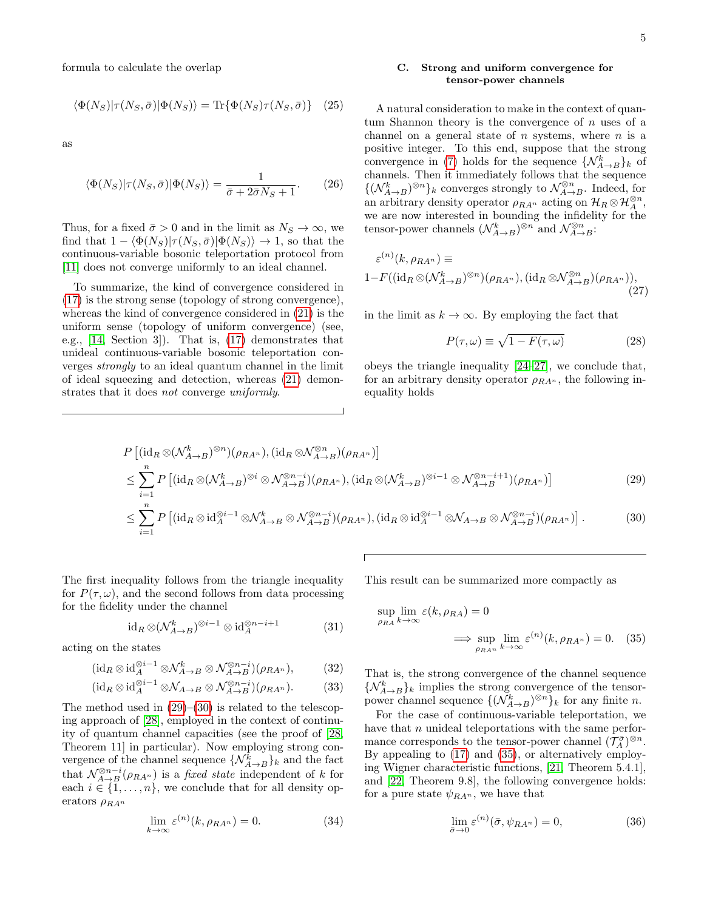formula to calculate the overlap

$$\langle\Phi(N_S)|\tau(N_S,\bar{\sigma})|\Phi(N_S)\rangle = \operatorname{Tr}\{\Phi(N_S)\tau(N_S,\bar{\sigma})\} \quad (25)$$

as

$$\langle\Phi(N_S)|\tau(N_S,\bar{\sigma})|\Phi(N_S)\rangle = \frac{1}{\bar{\sigma}+2\bar{\sigma}N_S+1}. \quad (26)$$

Thus, for a fixed $\bar{\sigma}>0$ and in the limit as $N_S\to\infty$, we find that $1-\langle\Phi(N_S)|\tau(N_S,\bar{\sigma})|\Phi(N_S)\rangle \to 1$, so that the continuous-variable bosonic teleportation protocol from [11] does not converge uniformly to an ideal channel.

To summarize, the kind of convergence considered in (17) is the strong sense (topology of strong convergence), whereas the kind of convergence considered in (21) is the uniform sense (topology of uniform convergence) (see, e.g., [14, Section 3]). That is, (17) demonstrates that unideal continuous-variable bosonic teleportation converges *strongly* to an ideal quantum channel in the limit of ideal squeezing and detection, whereas (21) demonstrates that it does *not* converge *uniformly*.

### C. Strong and uniform convergence for tensor-power channels

A natural consideration to make in the context of quantum Shannon theory is the convergence of $n$ uses of a channel on a general state of $n$ systems, where $n$ is a positive integer. To this end, suppose that the strong convergence in (7) holds for the sequence $\{\mathcal{N}^k_{A\to B}\}_k$ of channels. Then it immediately follows that the sequence $\{(\mathcal{N}^k_{A\to B})^{\otimes n}\}_k$ converges strongly to $\mathcal{N}^{\otimes n}_{A\to B}$. Indeed, for an arbitrary density operator $\rho_{RA^n}$ acting on $\mathcal{H}_R\otimes\mathcal{H}_A^{\otimes n}$, we are now interested in bounding the infidelity for the tensor-power channels $(\mathcal{N}^k_{A\to B})^{\otimes n}$ and $\mathcal{N}^{\otimes n}_{A\to B}$:

$$\varepsilon^{(n)}(k,\rho_{RA^n}) \equiv 1-F((\mathrm{id}_R\otimes(\mathcal{N}^k_{A\to B})^{\otimes n})(\rho_{RA^n}),(\mathrm{id}_R\otimes\mathcal{N}^{\otimes n}_{A\to B})(\rho_{RA^n})), \quad (27)$$

in the limit as $k\to\infty$. By employing the fact that

$$P(\tau,\omega)\equiv\sqrt{1-F(\tau,\omega)} \quad (28)$$

obeys the triangle inequality [24–27], we conclude that, for an arbitrary density operator $\rho_{RA^n}$, the following inequality holds

$$\begin{aligned}
&P\left[(\mathrm{id}_R\otimes(\mathcal{N}^k_{A\to B})^{\otimes n})(\rho_{RA^n}),(\mathrm{id}_R\otimes\mathcal{N}^{\otimes n}_{A\to B})(\rho_{RA^n})\right]\\
&\leq\sum_{i=1}^{n}P\left[(\mathrm{id}_R\otimes(\mathcal{N}^k_{A\to B})^{\otimes i}\otimes\mathcal{N}^{\otimes n-i}_{A\to B})(\rho_{RA^n}),(\mathrm{id}_R\otimes(\mathcal{N}^k_{A\to B})^{\otimes i-1}\otimes\mathcal{N}^{\otimes n-i+1}_{A\to B})(\rho_{RA^n})\right] \quad (29)\\
&\leq\sum_{i=1}^{n}P\left[(\mathrm{id}_R\otimes\mathrm{id}_A^{\otimes i-1}\otimes\mathcal{N}^k_{A\to B}\otimes\mathcal{N}^{\otimes n-i}_{A\to B})(\rho_{RA^n}),(\mathrm{id}_R\otimes\mathrm{id}_A^{\otimes i-1}\otimes\mathcal{N}_{A\to B}\otimes\mathcal{N}^{\otimes n-i}_{A\to B})(\rho_{RA^n})\right]. \quad (30)
\end{aligned}$$

The first inequality follows from the triangle inequality for $P(\tau,\omega)$, and the second follows from data processing for the fidelity under the channel

$$\mathrm{id}_R\otimes(\mathcal{N}^k_{A\to B})^{\otimes i-1}\otimes\mathrm{id}_A^{\otimes n-i+1} \quad (31)$$

acting on the states

$$(\mathrm{id}_R\otimes\mathrm{id}_A^{\otimes i-1}\otimes\mathcal{N}^k_{A\to B}\otimes\mathcal{N}^{\otimes n-i}_{A\to B})(\rho_{RA^n}), \quad (32)$$

$$(\mathrm{id}_R\otimes\mathrm{id}_A^{\otimes i-1}\otimes\mathcal{N}_{A\to B}\otimes\mathcal{N}^{\otimes n-i}_{A\to B})(\rho_{RA^n}). \quad (33)$$

The method used in (29)–(30) is related to the telescoping approach of [28], employed in the context of continuity of quantum channel capacities (see the proof of [28, Theorem 11] in particular). Now employing strong convergence of the channel sequence $\{\mathcal{N}^k_{A\to B}\}_k$ and the fact that $\mathcal{N}^{\otimes n-i}_{A\to B}(\rho_{RA^n})$ is a *fixed state* independent of $k$ for each $i\in\{1,\ldots,n\}$, we conclude that for all density operators $\rho_{RA^n}$

$$\lim_{k\to\infty}\varepsilon^{(n)}(k,\rho_{RA^n})=0. \quad (34)$$

This result can be summarized more compactly as

$$\sup_{\rho_{RA}}\lim_{k\to\infty}\varepsilon(k,\rho_{RA})=0 \implies \sup_{\rho_{RA^n}}\lim_{k\to\infty}\varepsilon^{(n)}(k,\rho_{RA^n})=0. \quad (35)$$

That is, the strong convergence of the channel sequence $\{\mathcal{N}^k_{A\to B}\}_k$ implies the strong convergence of the tensor-power channel sequence $\{(\mathcal{N}^k_{A\to B})^{\otimes n}\}_k$ for any finite $n$.

For the case of continuous-variable teleportation, we have that $n$ unideal teleportations with the same performance corresponds to the tensor-power channel $(\mathcal{T}^{\bar{\sigma}}_A)^{\otimes n}$. By appealing to (17) and (35), or alternatively employing Wigner characteristic functions, [21, Theorem 5.4.1], and [22, Theorem 9.8], the following convergence holds: for a pure state $\psi_{RA^n}$, we have that

$$\lim_{\bar{\sigma}\to 0}\varepsilon^{(n)}(\bar{\sigma},\psi_{RA^n})=0, \quad (36)$$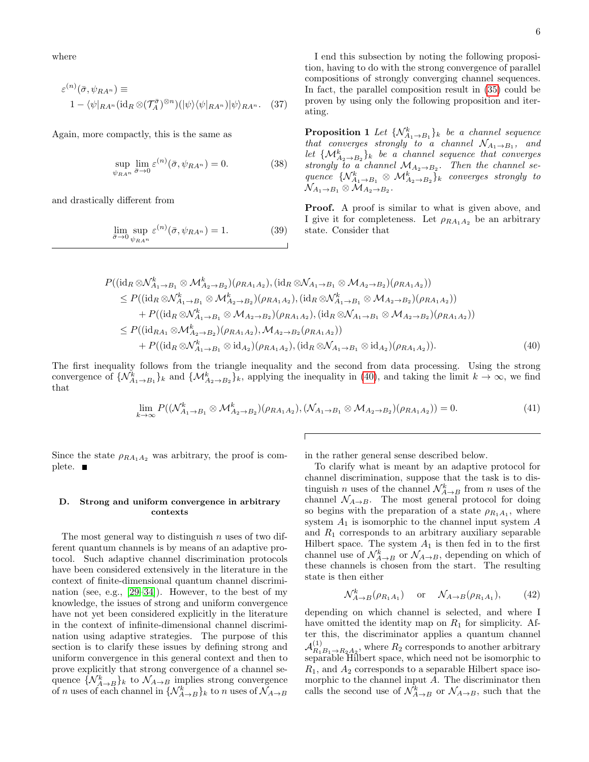where

$$
\varepsilon^{(n)}(\bar{\sigma}, \psi_{RA^n}) \equiv \\
1 - \langle\psi|_{RA^n}(\mathrm{id}_R \otimes (\mathcal{T}_A^{\bar{\sigma}})^{\otimes n})(|\psi\rangle\langle\psi|_{RA^n})|\psi\rangle_{RA^n}. \quad (37)
$$

Again, more compactly, this is the same as

$$
\sup_{\psi_{RA^n}} \lim_{\bar{\sigma}\to 0} \varepsilon^{(n)}(\bar{\sigma}, \psi_{RA^n}) = 0. \quad (38)
$$

and drastically different from

$$
\lim_{\bar{\sigma}\to 0} \sup_{\psi_{RA^n}} \varepsilon^{(n)}(\bar{\sigma}, \psi_{RA^n}) = 1. \quad (39)
$$

I end this subsection by noting the following proposition, having to do with the strong convergence of parallel compositions of strongly converging channel sequences. In fact, the parallel composition result in (35) could be proven by using only the following proposition and iterating.

**Proposition 1** *Let $\{\mathcal{N}^k_{A_1\to B_1}\}_k$ be a channel sequence that converges strongly to a channel $\mathcal{N}_{A_1\to B_1}$, and let $\{\mathcal{M}^k_{A_2\to B_2}\}_k$ be a channel sequence that converges strongly to a channel $\mathcal{M}_{A_2\to B_2}$. Then the channel sequence $\{\mathcal{N}^k_{A_1\to B_1} \otimes \mathcal{M}^k_{A_2\to B_2}\}_k$ converges strongly to $\mathcal{N}_{A_1\to B_1} \otimes \mathcal{M}_{A_2\to B_2}$.*

**Proof.** A proof is similar to what is given above, and I give it for completeness. Let $\rho_{RA_1A_2}$ be an arbitrary state. Consider that

$$
\begin{aligned}
&P((\mathrm{id}_R \otimes \mathcal{N}^k_{A_1\to B_1} \otimes \mathcal{M}^k_{A_2\to B_2})(\rho_{RA_1A_2}), (\mathrm{id}_R \otimes \mathcal{N}_{A_1\to B_1} \otimes \mathcal{M}_{A_2\to B_2})(\rho_{RA_1A_2})) \\
&\quad \leq P((\mathrm{id}_R \otimes \mathcal{N}^k_{A_1\to B_1} \otimes \mathcal{M}^k_{A_2\to B_2})(\rho_{RA_1A_2}), (\mathrm{id}_R \otimes \mathcal{N}^k_{A_1\to B_1} \otimes \mathcal{M}_{A_2\to B_2})(\rho_{RA_1A_2})) \\
&\qquad + P((\mathrm{id}_R \otimes \mathcal{N}^k_{A_1\to B_1} \otimes \mathcal{M}_{A_2\to B_2})(\rho_{RA_1A_2}), (\mathrm{id}_R \otimes \mathcal{N}_{A_1\to B_1} \otimes \mathcal{M}_{A_2\to B_2})(\rho_{RA_1A_2})) \\
&\quad \leq P((\mathrm{id}_{RA_1} \otimes \mathcal{M}^k_{A_2\to B_2})(\rho_{RA_1A_2}), \mathcal{M}_{A_2\to B_2}(\rho_{RA_1A_2})) \\
&\qquad + P((\mathrm{id}_R \otimes \mathcal{N}^k_{A_1\to B_1} \otimes \mathrm{id}_{A_2})(\rho_{RA_1A_2}), (\mathrm{id}_R \otimes \mathcal{N}_{A_1\to B_1} \otimes \mathrm{id}_{A_2})(\rho_{RA_1A_2})).
\end{aligned} \quad (40)
$$

The first inequality follows from the triangle inequality and the second from data processing. Using the strong convergence of $\{\mathcal{N}^k_{A_1\to B_1}\}_k$ and $\{\mathcal{M}^k_{A_2\to B_2}\}_k$, applying the inequality in (40), and taking the limit $k\to\infty$, we find that

$$
\lim_{k\to\infty} P((\mathcal{N}^k_{A_1\to B_1} \otimes \mathcal{M}^k_{A_2\to B_2})(\rho_{RA_1A_2}), (\mathcal{N}_{A_1\to B_1} \otimes \mathcal{M}_{A_2\to B_2})(\rho_{RA_1A_2})) = 0. \quad (41)
$$

Since the state $\rho_{RA_1A_2}$ was arbitrary, the proof is complete. ■

### D. Strong and uniform convergence in arbitrary contexts

The most general way to distinguish $n$ uses of two different quantum channels is by means of an adaptive protocol. Such adaptive channel discrimination protocols have been considered extensively in the literature in the context of finite-dimensional quantum channel discrimination (see, e.g., [29–34]). However, to the best of my knowledge, the issues of strong and uniform convergence have not yet been considered explicitly in the literature in the context of infinite-dimensional channel discrimination using adaptive strategies. The purpose of this section is to clarify these issues by defining strong and uniform convergence in this general context and then to prove explicitly that strong convergence of a channel sequence $\{\mathcal{N}^k_{A\to B}\}_k$ to $\mathcal{N}_{A\to B}$ implies strong convergence of $n$ uses of each channel in $\{\mathcal{N}^k_{A\to B}\}_k$ to $n$ uses of $\mathcal{N}_{A\to B}$ in the rather general sense described below.

To clarify what is meant by an adaptive protocol for channel discrimination, suppose that the task is to distinguish $n$ uses of the channel $\mathcal{N}^k_{A\to B}$ from $n$ uses of the channel $\mathcal{N}_{A\to B}$. The most general protocol for doing so begins with the preparation of a state $\rho_{R_1A_1}$, where system $A_1$ is isomorphic to the channel input system $A$ and $R_1$ corresponds to an arbitrary auxiliary separable Hilbert space. The system $A_1$ is then fed in to the first channel use of $\mathcal{N}^k_{A\to B}$ or $\mathcal{N}_{A\to B}$, depending on which of these channels is chosen from the start. The resulting state is then either

$$
\mathcal{N}^k_{A\to B}(\rho_{R_1A_1}) \quad \text{or} \quad \mathcal{N}_{A\to B}(\rho_{R_1A_1}), \quad (42)
$$

depending on which channel is selected, and where I have omitted the identity map on $R_1$ for simplicity. After this, the discriminator applies a quantum channel $\mathcal{A}^{(1)}_{R_1B_1\to R_2A_2}$, where $R_2$ corresponds to another arbitrary separable Hilbert space, which need not be isomorphic to $R_1$, and $A_2$ corresponds to a separable Hilbert space isomorphic to the channel input $A$. The discriminator then calls the second use of $\mathcal{N}^k_{A\to B}$ or $\mathcal{N}_{A\to B}$, such that the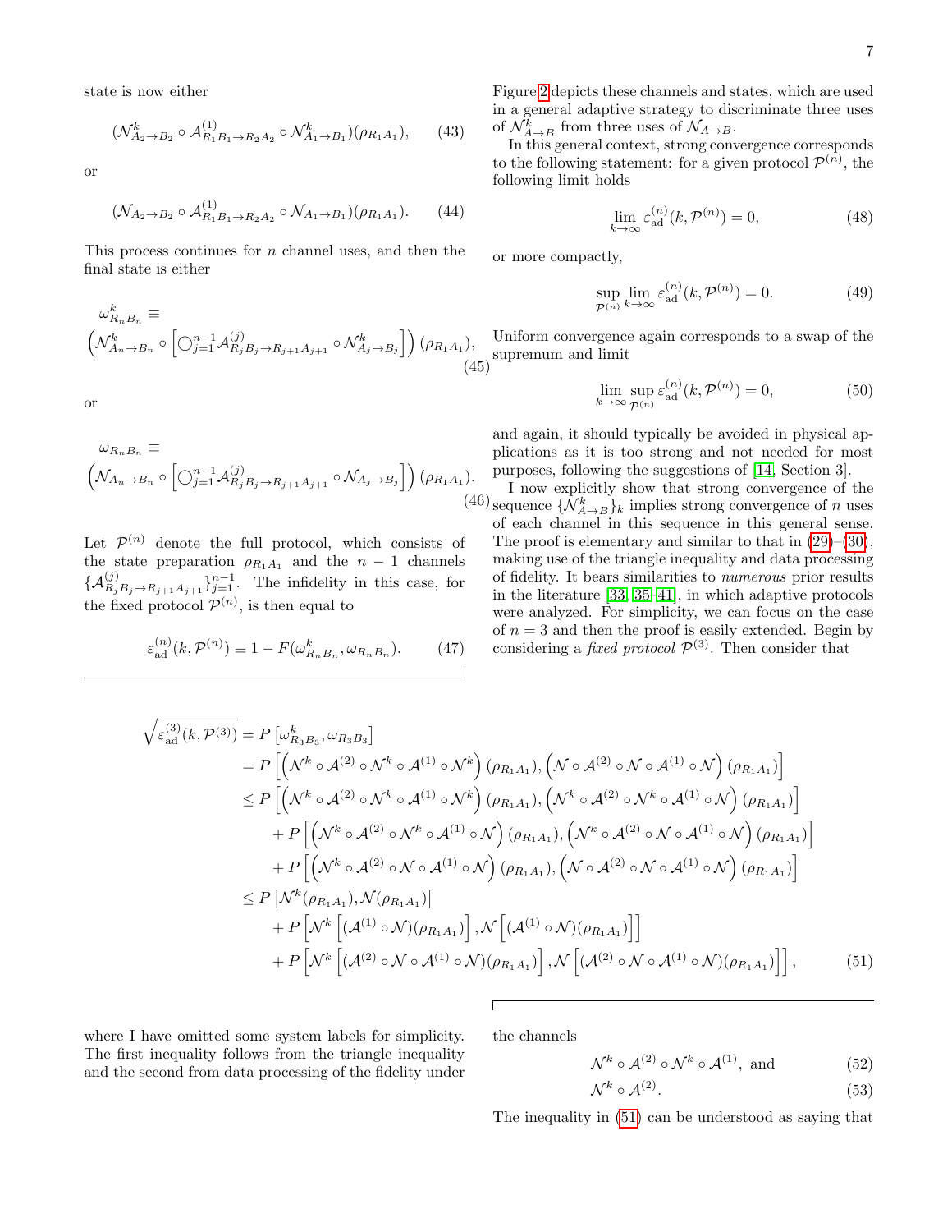state is now either

$$
(\mathcal{N}^k_{A_2\to B_2} \circ \mathcal{A}^{(1)}_{R_1B_1\to R_2A_2} \circ \mathcal{N}^k_{A_1\to B_1})(\rho_{R_1A_1}), \tag{43}
$$

or

$$
(\mathcal{N}_{A_2\to B_2} \circ \mathcal{A}^{(1)}_{R_1B_1\to R_2A_2} \circ \mathcal{N}_{A_1\to B_1})(\rho_{R_1A_1}). \tag{44}
$$

This process continues for $n$ channel uses, and then the final state is either

$$
\omega^k_{R_nB_n} \equiv \left(\mathcal{N}^k_{A_n\to B_n} \circ \left[\bigcirc_{j=1}^{n-1} \mathcal{A}^{(j)}_{R_jB_j\to R_{j+1}A_{j+1}} \circ \mathcal{N}^k_{A_j\to B_j}\right]\right)(\rho_{R_1A_1}), \tag{45}
$$

or

$$
\omega_{R_nB_n} \equiv \left(\mathcal{N}_{A_n\to B_n} \circ \left[\bigcirc_{j=1}^{n-1} \mathcal{A}^{(j)}_{R_jB_j\to R_{j+1}A_{j+1}} \circ \mathcal{N}_{A_j\to B_j}\right]\right)(\rho_{R_1A_1}). \tag{46}
$$

Let $\mathcal{P}^{(n)}$ denote the full protocol, which consists of the state preparation $\rho_{R_1A_1}$ and the $n-1$ channels $\{\mathcal{A}^{(j)}_{R_jB_j\to R_{j+1}A_{j+1}}\}_{j=1}^{n-1}$. The infidelity in this case, for the fixed protocol $\mathcal{P}^{(n)}$, is then equal to

$$
\varepsilon^{(n)}_{\text{ad}}(k, \mathcal{P}^{(n)}) \equiv 1 - F(\omega^k_{R_nB_n}, \omega_{R_nB_n}). \tag{47}
$$

Figure 2 depicts these channels and states, which are used in a general adaptive strategy to discriminate three uses of $\mathcal{N}^k_{A\to B}$ from three uses of $\mathcal{N}_{A\to B}$.

In this general context, strong convergence corresponds to the following statement: for a given protocol $\mathcal{P}^{(n)}$, the following limit holds

$$
\lim_{k\to\infty} \varepsilon^{(n)}_{\text{ad}}(k, \mathcal{P}^{(n)}) = 0, \tag{48}
$$

or more compactly,

$$
\sup_{\mathcal{P}^{(n)}} \lim_{k\to\infty} \varepsilon^{(n)}_{\text{ad}}(k, \mathcal{P}^{(n)}) = 0. \tag{49}
$$

Uniform convergence again corresponds to a swap of the supremum and limit

$$
\lim_{k\to\infty} \sup_{\mathcal{P}^{(n)}} \varepsilon^{(n)}_{\text{ad}}(k, \mathcal{P}^{(n)}) = 0, \tag{50}
$$

and again, it should typically be avoided in physical applications as it is too strong and not needed for most purposes, following the suggestions of [14, Section 3].

I now explicitly show that strong convergence of the sequence $\{\mathcal{N}^k_{A\to B}\}_k$ implies strong convergence of $n$ uses of each channel in this sequence in this general sense. The proof is elementary and similar to that in (29)–(30), making use of the triangle inequality and data processing of fidelity. It bears similarities to *numerous* prior results in the literature [33, 35–41], in which adaptive protocols were analyzed. For simplicity, we can focus on the case of $n = 3$ and then the proof is easily extended. Begin by considering a *fixed protocol* $\mathcal{P}^{(3)}$. Then consider that

$$
\begin{aligned}
\sqrt{\varepsilon^{(3)}_{\text{ad}}(k, \mathcal{P}^{(3)})} &= P\left[\omega^k_{R_3B_3}, \omega_{R_3B_3}\right] \\
&= P\left[\left(\mathcal{N}^k \circ \mathcal{A}^{(2)} \circ \mathcal{N}^k \circ \mathcal{A}^{(1)} \circ \mathcal{N}^k\right)(\rho_{R_1A_1}), \left(\mathcal{N} \circ \mathcal{A}^{(2)} \circ \mathcal{N} \circ \mathcal{A}^{(1)} \circ \mathcal{N}\right)(\rho_{R_1A_1})\right] \\
&\leq P\left[\left(\mathcal{N}^k \circ \mathcal{A}^{(2)} \circ \mathcal{N}^k \circ \mathcal{A}^{(1)} \circ \mathcal{N}^k\right)(\rho_{R_1A_1}), \left(\mathcal{N}^k \circ \mathcal{A}^{(2)} \circ \mathcal{N}^k \circ \mathcal{A}^{(1)} \circ \mathcal{N}\right)(\rho_{R_1A_1})\right] \\
&\quad + P\left[\left(\mathcal{N}^k \circ \mathcal{A}^{(2)} \circ \mathcal{N}^k \circ \mathcal{A}^{(1)} \circ \mathcal{N}\right)(\rho_{R_1A_1}), \left(\mathcal{N}^k \circ \mathcal{A}^{(2)} \circ \mathcal{N} \circ \mathcal{A}^{(1)} \circ \mathcal{N}\right)(\rho_{R_1A_1})\right] \\
&\quad + P\left[\left(\mathcal{N}^k \circ \mathcal{A}^{(2)} \circ \mathcal{N} \circ \mathcal{A}^{(1)} \circ \mathcal{N}\right)(\rho_{R_1A_1}), \left(\mathcal{N} \circ \mathcal{A}^{(2)} \circ \mathcal{N} \circ \mathcal{A}^{(1)} \circ \mathcal{N}\right)(\rho_{R_1A_1})\right] \\
&\leq P\left[\mathcal{N}^k(\rho_{R_1A_1}), \mathcal{N}(\rho_{R_1A_1})\right] \\
&\quad + P\left[\mathcal{N}^k\left[(\mathcal{A}^{(1)} \circ \mathcal{N})(\rho_{R_1A_1})\right], \mathcal{N}\left[(\mathcal{A}^{(1)} \circ \mathcal{N})(\rho_{R_1A_1})\right]\right] \\
&\quad + P\left[\mathcal{N}^k\left[(\mathcal{A}^{(2)} \circ \mathcal{N} \circ \mathcal{A}^{(1)} \circ \mathcal{N})(\rho_{R_1A_1})\right], \mathcal{N}\left[(\mathcal{A}^{(2)} \circ \mathcal{N} \circ \mathcal{A}^{(1)} \circ \mathcal{N})(\rho_{R_1A_1})\right]\right],
\end{aligned} \tag{51}
$$

where I have omitted some system labels for simplicity. The first inequality follows from the triangle inequality and the second from data processing of the fidelity under the channels

$$
\mathcal{N}^k \circ \mathcal{A}^{(2)} \circ \mathcal{N}^k \circ \mathcal{A}^{(1)}, \text{ and} \tag{52}
$$

$$
\mathcal{N}^k \circ \mathcal{A}^{(2)}. \tag{53}
$$

The inequality in (51) can be understood as saying that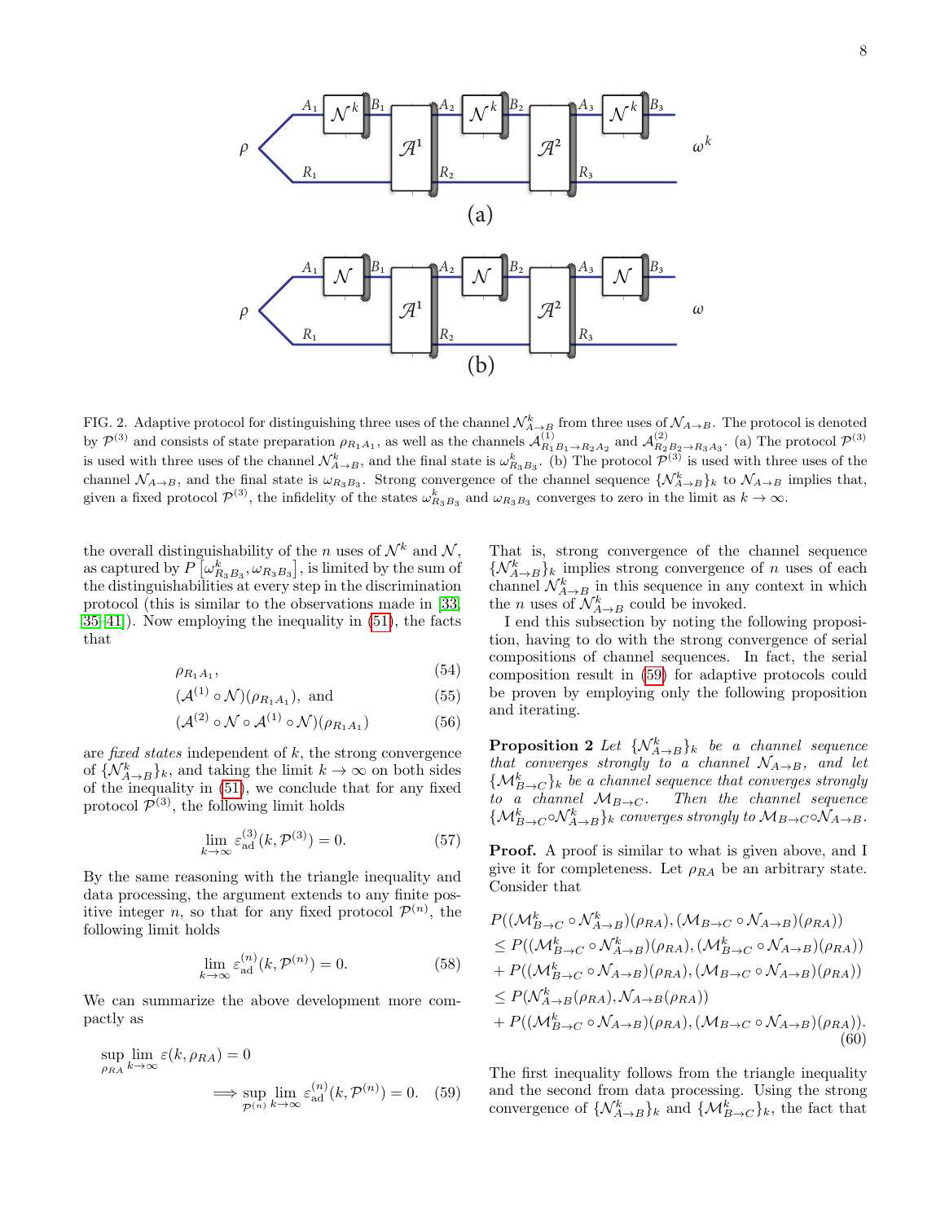FIG. 2. Adaptive protocol for distinguishing three uses of the channel $\mathcal{N}^k_{A\to B}$ from three uses of $\mathcal{N}_{A\to B}$. The protocol is denoted by $\mathcal{P}^{(3)}$ and consists of state preparation $\rho_{R_1A_1}$, as well as the channels $\mathcal{A}^{(1)}_{R_1B_1\to R_2A_2}$ and $\mathcal{A}^{(2)}_{R_2B_2\to R_3A_3}$. (a) The protocol $\mathcal{P}^{(3)}$ is used with three uses of the channel $\mathcal{N}^k_{A\to B}$, and the final state is $\omega^k_{R_3B_3}$. (b) The protocol $\mathcal{P}^{(3)}$ is used with three uses of the channel $\mathcal{N}_{A\to B}$, and the final state is $\omega_{R_3B_3}$. Strong convergence of the channel sequence $\{\mathcal{N}^k_{A\to B}\}_k$ to $\mathcal{N}_{A\to B}$ implies that, given a fixed protocol $\mathcal{P}^{(3)}$, the infidelity of the states $\omega^k_{R_3B_3}$ and $\omega_{R_3B_3}$ converges to zero in the limit as $k\to\infty$.

the overall distinguishability of the $n$ uses of $\mathcal{N}^k$ and $\mathcal{N}$, as captured by $P\left[\omega^k_{R_3B_3},\omega_{R_3B_3}\right]$, is limited by the sum of the distinguishabilities at every step in the discrimination protocol (this is similar to the observations made in [33, 35–41]). Now employing the inequality in (51), the facts that

$$\rho_{R_1A_1}, \tag{54}$$
$$(\mathcal{A}^{(1)}\circ\mathcal{N})(\rho_{R_1A_1}),\ \text{and} \tag{55}$$
$$(\mathcal{A}^{(2)}\circ\mathcal{N}\circ\mathcal{A}^{(1)}\circ\mathcal{N})(\rho_{R_1A_1}) \tag{56}$$

are *fixed states* independent of $k$, the strong convergence of $\{\mathcal{N}^k_{A\to B}\}_k$, and taking the limit $k\to\infty$ on both sides of the inequality in (51), we conclude that for any fixed protocol $\mathcal{P}^{(3)}$, the following limit holds

$$\lim_{k\to\infty}\varepsilon^{(3)}_{\rm ad}(k,\mathcal{P}^{(3)})=0. \tag{57}$$

By the same reasoning with the triangle inequality and data processing, the argument extends to any finite positive integer $n$, so that for any fixed protocol $\mathcal{P}^{(n)}$, the following limit holds

$$\lim_{k\to\infty}\varepsilon^{(n)}_{\rm ad}(k,\mathcal{P}^{(n)})=0. \tag{58}$$

We can summarize the above development more compactly as

$$\sup_{\rho_{RA}}\lim_{k\to\infty}\varepsilon(k,\rho_{RA})=0 \implies \sup_{\mathcal{P}^{(n)}}\lim_{k\to\infty}\varepsilon^{(n)}_{\rm ad}(k,\mathcal{P}^{(n)})=0. \tag{59}$$

That is, strong convergence of the channel sequence $\{\mathcal{N}^k_{A\to B}\}_k$ implies strong convergence of $n$ uses of each channel $\mathcal{N}^k_{A\to B}$ in this sequence in any context in which the $n$ uses of $\mathcal{N}^k_{A\to B}$ could be invoked.

I end this subsection by noting the following proposition, having to do with the strong convergence of serial compositions of channel sequences. In fact, the serial composition result in (59) for adaptive protocols could be proven by employing only the following proposition and iterating.

**Proposition 2** *Let $\{\mathcal{N}^k_{A\to B}\}_k$ be a channel sequence that converges strongly to a channel $\mathcal{N}_{A\to B}$, and let $\{\mathcal{M}^k_{B\to C}\}_k$ be a channel sequence that converges strongly to a channel $\mathcal{M}_{B\to C}$. Then the channel sequence $\{\mathcal{M}^k_{B\to C}\circ\mathcal{N}^k_{A\to B}\}_k$ converges strongly to $\mathcal{M}_{B\to C}\circ\mathcal{N}_{A\to B}$.*

**Proof.** A proof is similar to what is given above, and I give it for completeness. Let $\rho_{RA}$ be an arbitrary state. Consider that

$$\begin{aligned}
&P((\mathcal{M}^k_{B\to C}\circ\mathcal{N}^k_{A\to B})(\rho_{RA}),(\mathcal{M}_{B\to C}\circ\mathcal{N}_{A\to B})(\rho_{RA}))\\
&\leq P((\mathcal{M}^k_{B\to C}\circ\mathcal{N}^k_{A\to B})(\rho_{RA}),(\mathcal{M}^k_{B\to C}\circ\mathcal{N}_{A\to B})(\rho_{RA}))\\
&+P((\mathcal{M}^k_{B\to C}\circ\mathcal{N}_{A\to B})(\rho_{RA}),(\mathcal{M}_{B\to C}\circ\mathcal{N}_{A\to B})(\rho_{RA}))\\
&\leq P(\mathcal{N}^k_{A\to B}(\rho_{RA}),\mathcal{N}_{A\to B}(\rho_{RA}))\\
&+P((\mathcal{M}^k_{B\to C}\circ\mathcal{N}_{A\to B})(\rho_{RA}),(\mathcal{M}_{B\to C}\circ\mathcal{N}_{A\to B})(\rho_{RA})).
\end{aligned} \tag{60}$$

The first inequality follows from the triangle inequality and the second from data processing. Using the strong convergence of $\{\mathcal{N}^k_{A\to B}\}_k$ and $\{\mathcal{M}^k_{B\to C}\}_k$, the fact that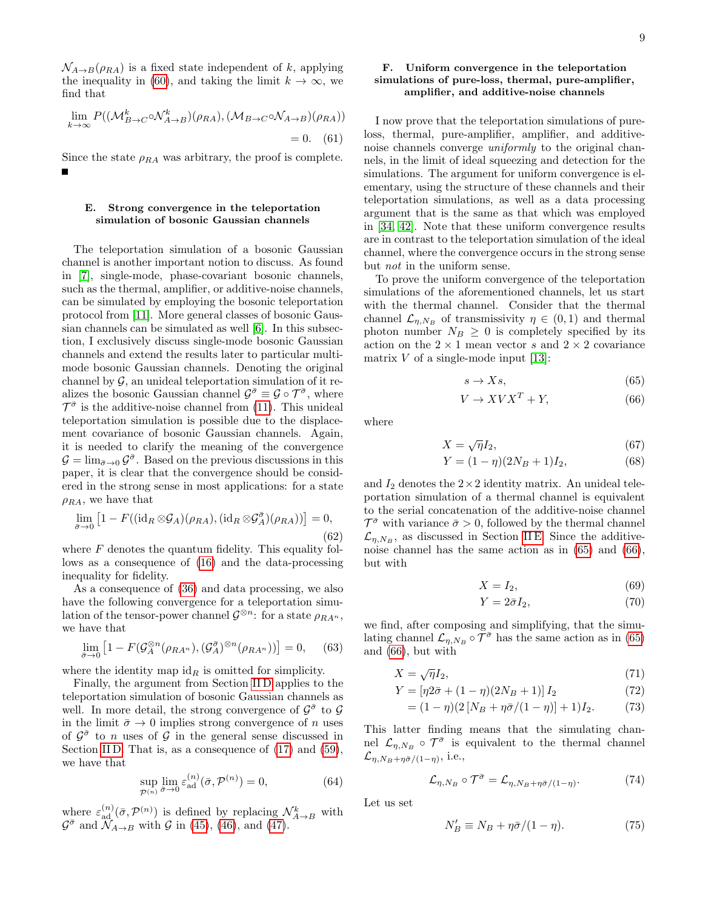$\mathcal{N}_{A\to B}(\rho_{RA})$ is a fixed state independent of $k$, applying the inequality in (60), and taking the limit $k\to\infty$, we find that

$$\lim_{k\to\infty} P((\mathcal{M}^k_{B\to C}\circ\mathcal{N}^k_{A\to B})(\rho_{RA}),(\mathcal{M}_{B\to C}\circ\mathcal{N}_{A\to B})(\rho_{RA})) = 0. \quad (61)$$

Since the state $\rho_{RA}$ was arbitrary, the proof is complete. ■

### E. Strong convergence in the teleportation simulation of bosonic Gaussian channels

The teleportation simulation of a bosonic Gaussian channel is another important notion to discuss. As found in [7], single-mode, phase-covariant bosonic channels, such as the thermal, amplifier, or additive-noise channels, can be simulated by employing the bosonic teleportation protocol from [11]. More general classes of bosonic Gaussian channels can be simulated as well [6]. In this subsection, I exclusively discuss single-mode bosonic Gaussian channels and extend the results later to particular multi-mode bosonic Gaussian channels. Denoting the original channel by $\mathcal{G}$, an unideal teleportation simulation of it realizes the bosonic Gaussian channel $\mathcal{G}^{\bar{\sigma}}\equiv\mathcal{G}\circ\mathcal{T}^{\bar{\sigma}}$, where $\mathcal{T}^{\bar{\sigma}}$ is the additive-noise channel from (11). This unideal teleportation simulation is possible due to the displacement covariance of bosonic Gaussian channels. Again, it is needed to clarify the meaning of the convergence $\mathcal{G}=\lim_{\bar{\sigma}\to 0}\mathcal{G}^{\bar{\sigma}}$. Based on the previous discussions in this paper, it is clear that the convergence should be considered in the strong sense in most applications: for a state $\rho_{RA}$, we have that

$$\lim_{\bar{\sigma}\to 0}\left[1-F((\mathrm{id}_R\otimes\mathcal{G}_A)(\rho_{RA}),(\mathrm{id}_R\otimes\mathcal{G}^{\bar{\sigma}}_A)(\rho_{RA}))\right]=0, \quad (62)$$

where $F$ denotes the quantum fidelity. This equality follows as a consequence of (16) and the data-processing inequality for fidelity.

As a consequence of (36) and data processing, we also have the following convergence for a teleportation simulation of the tensor-power channel $\mathcal{G}^{\otimes n}$: for a state $\rho_{RA^n}$, we have that

$$\lim_{\bar{\sigma}\to 0}\left[1-F(\mathcal{G}^{\otimes n}_A(\rho_{RA^n}),(\mathcal{G}^{\bar{\sigma}}_A)^{\otimes n}(\rho_{RA^n}))\right]=0, \quad (63)$$

where the identity map $\mathrm{id}_R$ is omitted for simplicity.

Finally, the argument from Section II D applies to the teleportation simulation of bosonic Gaussian channels as well. In more detail, the strong convergence of $\mathcal{G}^{\bar{\sigma}}$ to $\mathcal{G}$ in the limit $\bar{\sigma}\to 0$ implies strong convergence of $n$ uses of $\mathcal{G}^{\bar{\sigma}}$ to $n$ uses of $\mathcal{G}$ in the general sense discussed in Section II D. That is, as a consequence of (17) and (59), we have that

$$\sup_{\mathcal{P}^{(n)}}\lim_{\bar{\sigma}\to 0}\varepsilon^{(n)}_{\mathrm{ad}}(\bar{\sigma},\mathcal{P}^{(n)})=0, \quad (64)$$

where $\varepsilon^{(n)}_{\mathrm{ad}}(\bar{\sigma},\mathcal{P}^{(n)})$ is defined by replacing $\mathcal{N}^k_{A\to B}$ with $\mathcal{G}^{\bar{\sigma}}$ and $\mathcal{N}_{A\to B}$ with $\mathcal{G}$ in (45), (46), and (47).

### F. Uniform convergence in the teleportation simulations of pure-loss, thermal, pure-amplifier, amplifier, and additive-noise channels

I now prove that the teleportation simulations of pure-loss, thermal, pure-amplifier, amplifier, and additive-noise channels converge *uniformly* to the original channels, in the limit of ideal squeezing and detection for the simulations. The argument for uniform convergence is elementary, using the structure of these channels and their teleportation simulations, as well as a data processing argument that is the same as that which was employed in [34, 42]. Note that these uniform convergence results are in contrast to the teleportation simulation of the ideal channel, where the convergence occurs in the strong sense but *not* in the uniform sense.

To prove the uniform convergence of the teleportation simulations of the aforementioned channels, let us start with the thermal channel. Consider that the thermal channel $\mathcal{L}_{\eta,N_B}$ of transmissivity $\eta\in(0,1)$ and thermal photon number $N_B\geq 0$ is completely specified by its action on the $2\times 1$ mean vector $s$ and $2\times 2$ covariance matrix $V$ of a single-mode input [13]:

$$s\to Xs, \quad (65)$$
$$V\to XVX^T+Y, \quad (66)$$

where

$$X=\sqrt{\eta}I_2, \quad (67)$$
$$Y=(1-\eta)(2N_B+1)I_2, \quad (68)$$

and $I_2$ denotes the $2\times 2$ identity matrix. An unideal teleportation simulation of a thermal channel is equivalent to the serial concatenation of the additive-noise channel $\mathcal{T}^{\bar{\sigma}}$ with variance $\bar{\sigma}>0$, followed by the thermal channel $\mathcal{L}_{\eta,N_B}$, as discussed in Section II E. Since the additive-noise channel has the same action as in (65) and (66), but with

$$X=I_2, \quad (69)$$
$$Y=2\bar{\sigma}I_2, \quad (70)$$

we find, after composing and simplifying, that the simulating channel $\mathcal{L}_{\eta,N_B}\circ\mathcal{T}^{\bar{\sigma}}$ has the same action as in (65) and (66), but with

$$X=\sqrt{\eta}I_2, \quad (71)$$
$$Y=\left[\eta 2\bar{\sigma}+(1-\eta)(2N_B+1)\right]I_2 \quad (72)$$
$$=(1-\eta)(2\left[N_B+\eta\bar{\sigma}/(1-\eta)\right]+1)I_2. \quad (73)$$

This latter finding means that the simulating channel $\mathcal{L}_{\eta,N_B}\circ\mathcal{T}^{\bar{\sigma}}$ is equivalent to the thermal channel $\mathcal{L}_{\eta,N_B+\eta\bar{\sigma}/(1-\eta)}$, i.e.,

$$\mathcal{L}_{\eta,N_B}\circ\mathcal{T}^{\bar{\sigma}}=\mathcal{L}_{\eta,N_B+\eta\bar{\sigma}/(1-\eta)}. \quad (74)$$

Let us set

$$N'_B\equiv N_B+\eta\bar{\sigma}/(1-\eta). \quad (75)$$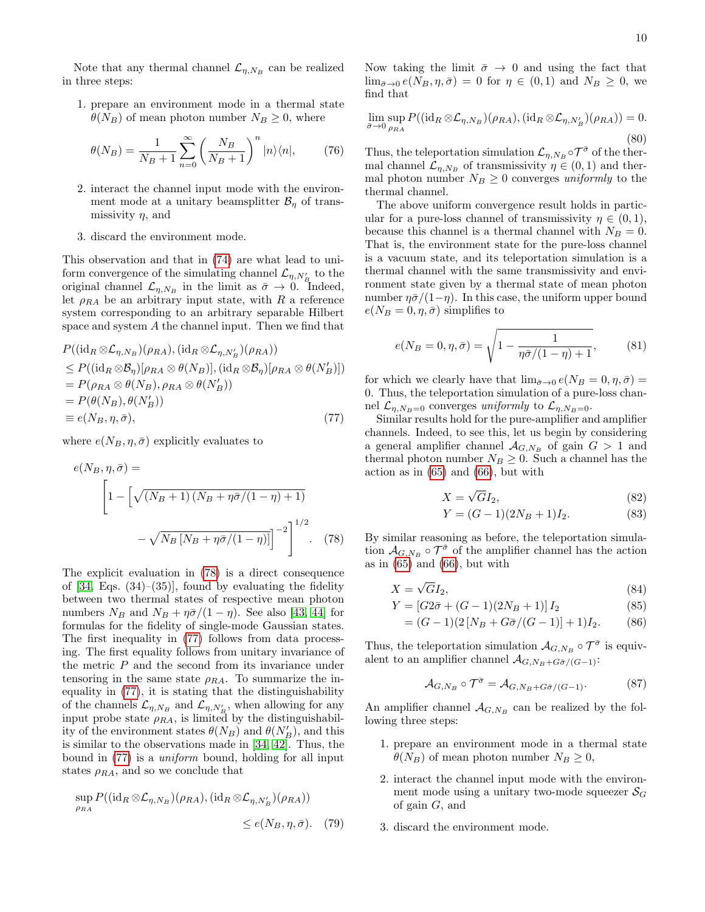Note that any thermal channel $\mathcal{L}_{\eta,N_B}$ can be realized in three steps:

1. prepare an environment mode in a thermal state $\theta(N_B)$ of mean photon number $N_B \geq 0$, where
$$\theta(N_B) = \frac{1}{N_B+1}\sum_{n=0}^{\infty}\left(\frac{N_B}{N_B+1}\right)^n |n\rangle\langle n|, \tag{76}$$

2. interact the channel input mode with the environment mode at a unitary beamsplitter $\mathcal{B}_\eta$ of transmissivity $\eta$, and

3. discard the environment mode.

This observation and that in (74) are what lead to uniform convergence of the simulating channel $\mathcal{L}_{\eta,N'_B}$ to the original channel $\mathcal{L}_{\eta,N_B}$ in the limit as $\bar{\sigma} \to 0$. Indeed, let $\rho_{RA}$ be an arbitrary input state, with $R$ a reference system corresponding to an arbitrary separable Hilbert space and system $A$ the channel input. Then we find that

$$\begin{aligned}
&P((\mathrm{id}_R \otimes \mathcal{L}_{\eta,N_B})(\rho_{RA}), (\mathrm{id}_R \otimes \mathcal{L}_{\eta,N'_B})(\rho_{RA})) \\
&\leq P((\mathrm{id}_R \otimes \mathcal{B}_\eta)[\rho_{RA} \otimes \theta(N_B)], (\mathrm{id}_R \otimes \mathcal{B}_\eta)[\rho_{RA} \otimes \theta(N'_B)]) \\
&= P(\rho_{RA} \otimes \theta(N_B), \rho_{RA} \otimes \theta(N'_B)) \\
&= P(\theta(N_B), \theta(N'_B)) \\
&\equiv e(N_B, \eta, \bar{\sigma}),
\end{aligned} \tag{77}$$

where $e(N_B, \eta, \bar{\sigma})$ explicitly evaluates to

$$e(N_B,\eta,\bar{\sigma}) = \left[1 - \left[\sqrt{(N_B+1)\left(N_B + \eta\bar{\sigma}/(1-\eta)+1\right)} - \sqrt{N_B\left[N_B+\eta\bar{\sigma}/(1-\eta)\right]}\right]^{-2}\right]^{1/2}. \tag{78}$$

The explicit evaluation in (78) is a direct consequence of [34, Eqs. (34)–(35)], found by evaluating the fidelity between two thermal states of respective mean photon numbers $N_B$ and $N_B + \eta\bar{\sigma}/(1-\eta)$. See also [43, 44] for formulas for the fidelity of single-mode Gaussian states. The first inequality in (77) follows from data processing. The first equality follows from unitary invariance of the metric $P$ and the second from its invariance under tensoring in the same state $\rho_{RA}$. To summarize the inequality in (77), it is stating that the distinguishability of the channels $\mathcal{L}_{\eta,N_B}$ and $\mathcal{L}_{\eta,N'_B}$, when allowing for any input probe state $\rho_{RA}$, is limited by the distinguishability of the environment states $\theta(N_B)$ and $\theta(N'_B)$, and this is similar to the observations made in [34, 42]. Thus, the bound in (77) is a *uniform* bound, holding for all input states $\rho_{RA}$, and so we conclude that

$$\sup_{\rho_{RA}} P((\mathrm{id}_R \otimes \mathcal{L}_{\eta,N_B})(\rho_{RA}), (\mathrm{id}_R \otimes \mathcal{L}_{\eta,N'_B})(\rho_{RA})) \leq e(N_B,\eta,\bar{\sigma}). \tag{79}$$

Now taking the limit $\bar{\sigma} \to 0$ and using the fact that $\lim_{\bar{\sigma}\to 0} e(N_B,\eta,\bar{\sigma}) = 0$ for $\eta \in (0,1)$ and $N_B \geq 0$, we find that

$$\lim_{\bar{\sigma}\to 0}\sup_{\rho_{RA}} P((\mathrm{id}_R \otimes \mathcal{L}_{\eta,N_B})(\rho_{RA}), (\mathrm{id}_R \otimes \mathcal{L}_{\eta,N'_B})(\rho_{RA})) = 0. \tag{80}$$

Thus, the teleportation simulation $\mathcal{L}_{\eta,N_B} \circ \mathcal{T}^{\bar{\sigma}}$ of the thermal channel $\mathcal{L}_{\eta,N_B}$ of transmissivity $\eta \in (0,1)$ and thermal photon number $N_B \geq 0$ converges *uniformly* to the thermal channel.

The above uniform convergence result holds in particular for a pure-loss channel of transmissivity $\eta \in (0,1)$, because this channel is a thermal channel with $N_B = 0$. That is, the environment state for the pure-loss channel is a vacuum state, and its teleportation simulation is a thermal channel with the same transmissivity and environment state given by a thermal state of mean photon number $\eta\bar{\sigma}/(1-\eta)$. In this case, the uniform upper bound $e(N_B = 0, \eta, \bar{\sigma})$ simplifies to

$$e(N_B = 0,\eta,\bar{\sigma}) = \sqrt{1 - \frac{1}{\eta\bar{\sigma}/(1-\eta)+1}}, \tag{81}$$

for which we clearly have that $\lim_{\bar{\sigma}\to 0} e(N_B = 0,\eta,\bar{\sigma}) = 0$. Thus, the teleportation simulation of a pure-loss channel $\mathcal{L}_{\eta,N_B=0}$ converges *uniformly* to $\mathcal{L}_{\eta,N_B=0}$.

Similar results hold for the pure-amplifier and amplifier channels. Indeed, to see this, let us begin by considering a general amplifier channel $\mathcal{A}_{G,N_B}$ of gain $G > 1$ and thermal photon number $N_B \geq 0$. Such a channel has the action as in (65) and (66), but with

$$X = \sqrt{G} I_2, \tag{82}$$
$$Y = (G-1)(2N_B+1) I_2. \tag{83}$$

By similar reasoning as before, the teleportation simulation $\mathcal{A}_{G,N_B} \circ \mathcal{T}^{\bar{\sigma}}$ of the amplifier channel has the action as in (65) and (66), but with

$$X = \sqrt{G} I_2, \tag{84}$$
$$\begin{aligned}
Y &= \left[G2\bar{\sigma} + (G-1)(2N_B+1)\right] I_2 && (85)\\
&= (G-1)(2\left[N_B + G\bar{\sigma}/(G-1)\right]+1) I_2. && (86)
\end{aligned}$$

Thus, the teleportation simulation $\mathcal{A}_{G,N_B} \circ \mathcal{T}^{\bar{\sigma}}$ is equivalent to an amplifier channel $\mathcal{A}_{G,N_B+G\bar{\sigma}/(G-1)}$:

$$\mathcal{A}_{G,N_B} \circ \mathcal{T}^{\bar{\sigma}} = \mathcal{A}_{G,N_B+G\bar{\sigma}/(G-1)}. \tag{87}$$

An amplifier channel $\mathcal{A}_{G,N_B}$ can be realized by the following three steps:

1. prepare an environment mode in a thermal state $\theta(N_B)$ of mean photon number $N_B \geq 0$,

2. interact the channel input mode with the environment mode using a unitary two-mode squeezer $\mathcal{S}_G$ of gain $G$, and

3. discard the environment mode.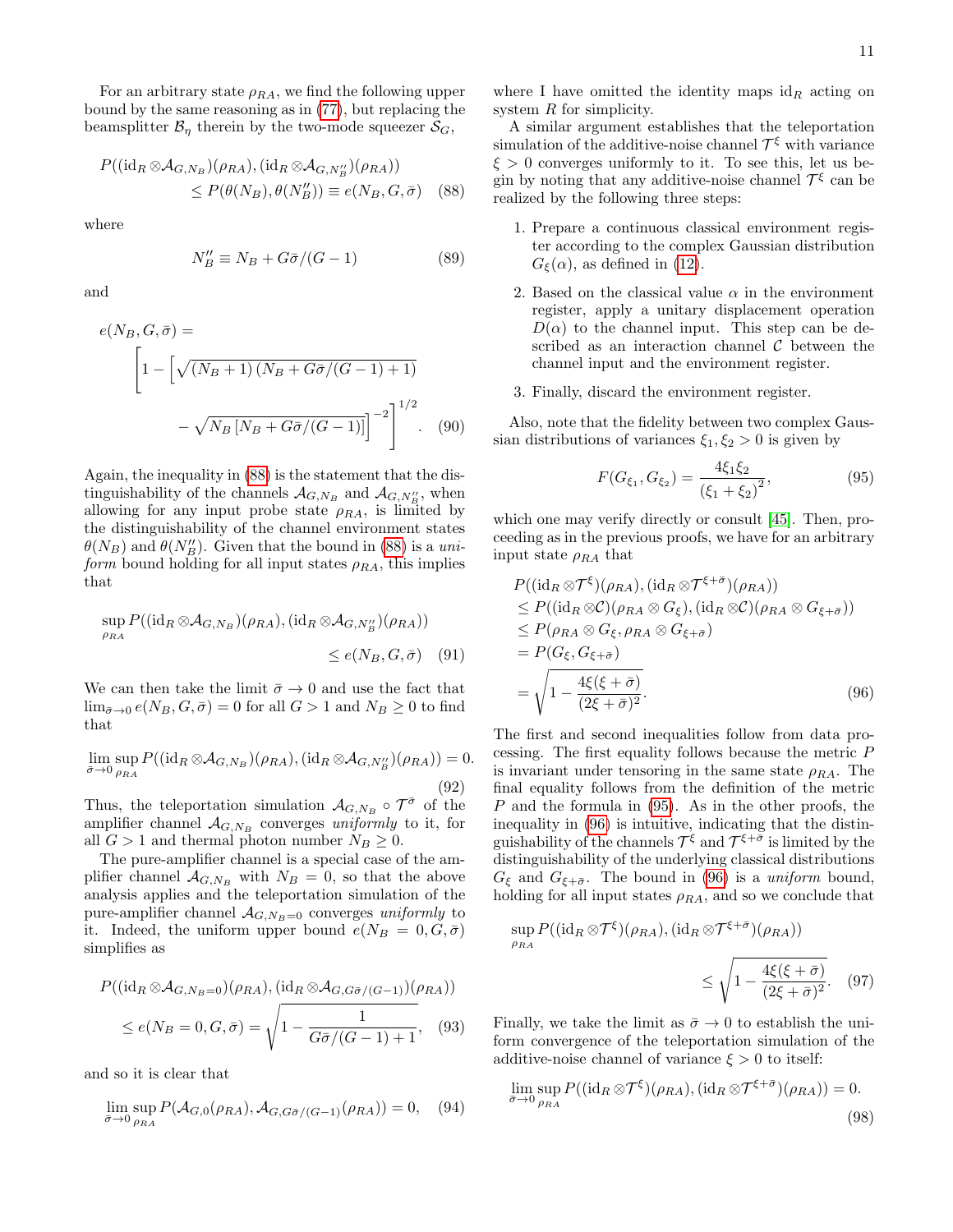For an arbitrary state $\rho_{RA}$, we find the following upper bound by the same reasoning as in (77), but replacing the beamsplitter $\mathcal{B}_\eta$ therein by the two-mode squeezer $\mathcal{S}_G$,

$$P((\mathrm{id}_R \otimes \mathcal{A}_{G,N_B})(\rho_{RA}), (\mathrm{id}_R \otimes \mathcal{A}_{G,N_B''})(\rho_{RA})) \leq P(\theta(N_B), \theta(N_B'')) \equiv e(N_B, G, \bar{\sigma}) \tag{88}$$

where

$$N_B'' \equiv N_B + G\bar{\sigma}/(G-1) \tag{89}$$

and

$$e(N_B, G, \bar{\sigma}) = \left[1 - \left[\sqrt{(N_B+1)\left(N_B + G\bar{\sigma}/(G-1) + 1\right)} - \sqrt{N_B\left[N_B + G\bar{\sigma}/(G-1)\right]}\right]^{-2}\right]^{1/2}. \tag{90}$$

Again, the inequality in (88) is the statement that the distinguishability of the channels $\mathcal{A}_{G,N_B}$ and $\mathcal{A}_{G,N_B''}$, when allowing for any input probe state $\rho_{RA}$, is limited by the distinguishability of the channel environment states $\theta(N_B)$ and $\theta(N_B'')$. Given that the bound in (88) is a *uniform* bound holding for all input states $\rho_{RA}$, this implies that

$$\sup_{\rho_{RA}} P((\mathrm{id}_R \otimes \mathcal{A}_{G,N_B})(\rho_{RA}), (\mathrm{id}_R \otimes \mathcal{A}_{G,N_B''})(\rho_{RA})) \leq e(N_B, G, \bar{\sigma}) \tag{91}$$

We can then take the limit $\bar{\sigma} \to 0$ and use the fact that $\lim_{\bar{\sigma}\to 0} e(N_B, G, \bar{\sigma}) = 0$ for all $G > 1$ and $N_B \geq 0$ to find that

$$\lim_{\bar{\sigma}\to 0} \sup_{\rho_{RA}} P((\mathrm{id}_R \otimes \mathcal{A}_{G,N_B})(\rho_{RA}), (\mathrm{id}_R \otimes \mathcal{A}_{G,N_B''})(\rho_{RA})) = 0. \tag{92}$$

Thus, the teleportation simulation $\mathcal{A}_{G,N_B} \circ \mathcal{T}^{\bar{\sigma}}$ of the amplifier channel $\mathcal{A}_{G,N_B}$ converges *uniformly* to it, for all $G > 1$ and thermal photon number $N_B \geq 0$.

The pure-amplifier channel is a special case of the amplifier channel $\mathcal{A}_{G,N_B}$ with $N_B = 0$, so that the above analysis applies and the teleportation simulation of the pure-amplifier channel $\mathcal{A}_{G,N_B=0}$ converges *uniformly* to it. Indeed, the uniform upper bound $e(N_B = 0, G, \bar{\sigma})$ simplifies as

$$P((\mathrm{id}_R \otimes \mathcal{A}_{G,N_B=0})(\rho_{RA}), (\mathrm{id}_R \otimes \mathcal{A}_{G,G\bar{\sigma}/(G-1)})(\rho_{RA})) \leq e(N_B = 0, G, \bar{\sigma}) = \sqrt{1 - \frac{1}{G\bar{\sigma}/(G-1) + 1}}, \tag{93}$$

and so it is clear that

$$\lim_{\bar{\sigma}\to 0} \sup_{\rho_{RA}} P(\mathcal{A}_{G,0}(\rho_{RA}), \mathcal{A}_{G,G\bar{\sigma}/(G-1)}(\rho_{RA})) = 0, \tag{94}$$

where I have omitted the identity maps $\mathrm{id}_R$ acting on system $R$ for simplicity.

A similar argument establishes that the teleportation simulation of the additive-noise channel $\mathcal{T}^\xi$ with variance $\xi > 0$ converges uniformly to it. To see this, let us begin by noting that any additive-noise channel $\mathcal{T}^\xi$ can be realized by the following three steps:

1. Prepare a continuous classical environment register according to the complex Gaussian distribution $G_\xi(\alpha)$, as defined in (12).
2. Based on the classical value $\alpha$ in the environment register, apply a unitary displacement operation $D(\alpha)$ to the channel input. This step can be described as an interaction channel $\mathcal{C}$ between the channel input and the environment register.
3. Finally, discard the environment register.

Also, note that the fidelity between two complex Gaussian distributions of variances $\xi_1, \xi_2 > 0$ is given by

$$F(G_{\xi_1}, G_{\xi_2}) = \frac{4\xi_1\xi_2}{(\xi_1 + \xi_2)^2}, \tag{95}$$

which one may verify directly or consult [45]. Then, proceeding as in the previous proofs, we have for an arbitrary input state $\rho_{RA}$ that

$$\begin{aligned}
&P((\mathrm{id}_R \otimes \mathcal{T}^\xi)(\rho_{RA}), (\mathrm{id}_R \otimes \mathcal{T}^{\xi+\bar{\sigma}})(\rho_{RA})) \\
&\leq P((\mathrm{id}_R \otimes \mathcal{C})(\rho_{RA} \otimes G_\xi), (\mathrm{id}_R \otimes \mathcal{C})(\rho_{RA} \otimes G_{\xi+\bar{\sigma}})) \\
&\leq P(\rho_{RA} \otimes G_\xi, \rho_{RA} \otimes G_{\xi+\bar{\sigma}}) \\
&= P(G_\xi, G_{\xi+\bar{\sigma}}) \\
&= \sqrt{1 - \frac{4\xi(\xi+\bar{\sigma})}{(2\xi+\bar{\sigma})^2}}.
\end{aligned} \tag{96}$$

The first and second inequalities follow from data processing. The first equality follows because the metric $P$ is invariant under tensoring in the same state $\rho_{RA}$. The final equality follows from the definition of the metric $P$ and the formula in (95). As in the other proofs, the inequality in (96) is intuitive, indicating that the distinguishability of the channels $\mathcal{T}^\xi$ and $\mathcal{T}^{\xi+\bar{\sigma}}$ is limited by the distinguishability of the underlying classical distributions $G_\xi$ and $G_{\xi+\bar{\sigma}}$. The bound in (96) is a *uniform* bound, holding for all input states $\rho_{RA}$, and so we conclude that

$$\sup_{\rho_{RA}} P((\mathrm{id}_R \otimes \mathcal{T}^\xi)(\rho_{RA}), (\mathrm{id}_R \otimes \mathcal{T}^{\xi+\bar{\sigma}})(\rho_{RA})) \leq \sqrt{1 - \frac{4\xi(\xi+\bar{\sigma})}{(2\xi+\bar{\sigma})^2}}. \tag{97}$$

Finally, we take the limit as $\bar{\sigma} \to 0$ to establish the uniform convergence of the teleportation simulation of the additive-noise channel of variance $\xi > 0$ to itself:

$$\lim_{\bar{\sigma}\to 0} \sup_{\rho_{RA}} P((\mathrm{id}_R \otimes \mathcal{T}^\xi)(\rho_{RA}), (\mathrm{id}_R \otimes \mathcal{T}^{\xi+\bar{\sigma}})(\rho_{RA})) = 0. \tag{98}$$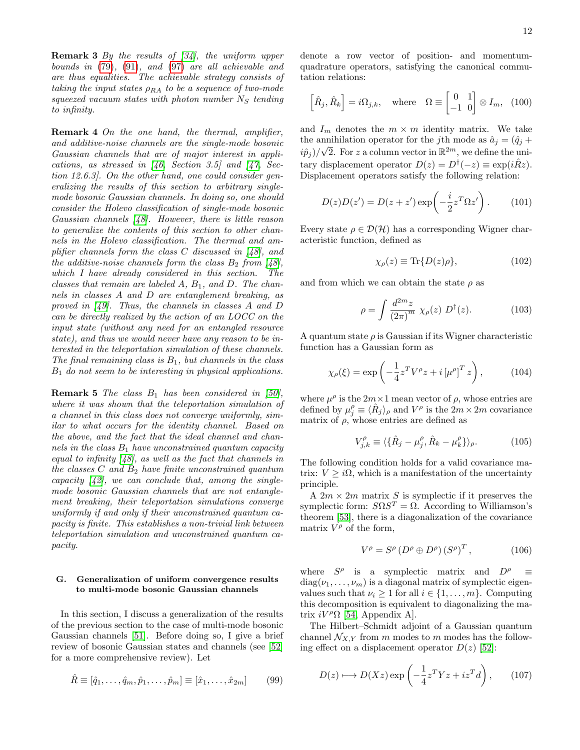**Remark 3** *By the results of [34], the uniform upper bounds in (79), (91), and (97) are all achievable and are thus equalities. The achievable strategy consists of taking the input states $\rho_{RA}$ to be a sequence of two-mode squeezed vacuum states with photon number $N_S$ tending to infinity.*

**Remark 4** *On the one hand, the thermal, amplifier, and additive-noise channels are the single-mode bosonic Gaussian channels that are of major interest in applications, as stressed in [46, Section 3.5] and [47, Section 12.6.3]. On the other hand, one could consider generalizing the results of this section to arbitrary single-mode bosonic Gaussian channels. In doing so, one should consider the Holevo classification of single-mode bosonic Gaussian channels [48]. However, there is little reason to generalize the contents of this section to other channels in the Holevo classification. The thermal and amplifier channels form the class C discussed in [48], and the additive-noise channels form the class $B_2$ from [48], which I have already considered in this section. The classes that remain are labeled A, $B_1$, and D. The channels in classes A and D are entanglement breaking, as proved in [49]. Thus, the channels in classes A and D can be directly realized by the action of an LOCC on the input state (without any need for an entangled resource state), and thus we would never have any reason to be interested in the teleportation simulation of these channels. The final remaining class is $B_1$, but channels in the class $B_1$ do not seem to be interesting in physical applications.*

**Remark 5** *The class $B_1$ has been considered in [50], where it was shown that the teleportation simulation of a channel in this class does not converge uniformly, similar to what occurs for the identity channel. Based on the above, and the fact that the ideal channel and channels in the class $B_1$ have unconstrained quantum capacity equal to infinity [48], as well as the fact that channels in the classes C and $B_2$ have finite unconstrained quantum capacity [42], we can conclude that, among the single-mode bosonic Gaussian channels that are not entanglement breaking, their teleportation simulations converge uniformly if and only if their unconstrained quantum capacity is finite. This establishes a non-trivial link between teleportation simulation and unconstrained quantum capacity.*

### G. Generalization of uniform convergence results to multi-mode bosonic Gaussian channels

In this section, I discuss a generalization of the results of the previous section to the case of multi-mode bosonic Gaussian channels [51]. Before doing so, I give a brief review of bosonic Gaussian states and channels (see [52] for a more comprehensive review). Let

$$\hat{R} \equiv [\hat{q}_1, \ldots, \hat{q}_m, \hat{p}_1, \ldots, \hat{p}_m] \equiv [\hat{x}_1, \ldots, \hat{x}_{2m}] \tag{99}$$

denote a row vector of position- and momentum-quadrature operators, satisfying the canonical commutation relations:

$$\left[\hat{R}_j, \hat{R}_k\right] = i\Omega_{j,k}, \quad \text{where} \quad \Omega \equiv \begin{bmatrix} 0 & 1 \\ -1 & 0 \end{bmatrix} \otimes I_m, \tag{100}$$

and $I_m$ denotes the $m \times m$ identity matrix. We take the annihilation operator for the $j$th mode as $\hat{a}_j = (\hat{q}_j + i\hat{p}_j)/\sqrt{2}$. For $z$ a column vector in $\mathbb{R}^{2m}$, we define the unitary displacement operator $D(z) = D^\dagger(-z) \equiv \exp(i\hat{R}z)$. Displacement operators satisfy the following relation:

$$D(z)D(z') = D(z + z') \exp\left(-\frac{i}{2} z^T \Omega z'\right). \tag{101}$$

Every state $\rho \in \mathcal{D}(\mathcal{H})$ has a corresponding Wigner characteristic function, defined as

$$\chi_\rho(z) \equiv \operatorname{Tr}\{D(z)\rho\}, \tag{102}$$

and from which we can obtain the state $\rho$ as

$$\rho = \int \frac{d^{2m}z}{(2\pi)^m} \; \chi_\rho(z) \; D^\dagger(z). \tag{103}$$

A quantum state $\rho$ is Gaussian if its Wigner characteristic function has a Gaussian form as

$$\chi_\rho(\xi) = \exp\left(-\frac{1}{4} z^T V^\rho z + i \left[\mu^\rho\right]^T z\right), \tag{104}$$

where $\mu^\rho$ is the $2m \times 1$ mean vector of $\rho$, whose entries are defined by $\mu_j^\rho \equiv \langle \hat{R}_j \rangle_\rho$ and $V^\rho$ is the $2m \times 2m$ covariance matrix of $\rho$, whose entries are defined as

$$V_{j,k}^\rho \equiv \langle \{\hat{R}_j - \mu_j^\rho, \hat{R}_k - \mu_k^\rho\} \rangle_\rho. \tag{105}$$

The following condition holds for a valid covariance matrix: $V \geq i\Omega$, which is a manifestation of the uncertainty principle.

A $2m \times 2m$ matrix $S$ is symplectic if it preserves the symplectic form: $S\Omega S^T = \Omega$. According to Williamson's theorem [53], there is a diagonalization of the covariance matrix $V^\rho$ of the form,

$$V^\rho = S^\rho \left(D^\rho \oplus D^\rho\right) \left(S^\rho\right)^T, \tag{106}$$

where $S^\rho$ is a symplectic matrix and $D^\rho \equiv \operatorname{diag}(\nu_1, \ldots, \nu_m)$ is a diagonal matrix of symplectic eigenvalues such that $\nu_i \geq 1$ for all $i \in \{1, \ldots, m\}$. Computing this decomposition is equivalent to diagonalizing the matrix $iV^\rho\Omega$ [54, Appendix A].

The Hilbert–Schmidt adjoint of a Gaussian quantum channel $\mathcal{N}_{X,Y}$ from $m$ modes to $m$ modes has the following effect on a displacement operator $D(z)$ [52]:

$$D(z) \longmapsto D(Xz) \exp\left(-\frac{1}{4} z^T Y z + i z^T d\right), \tag{107}$$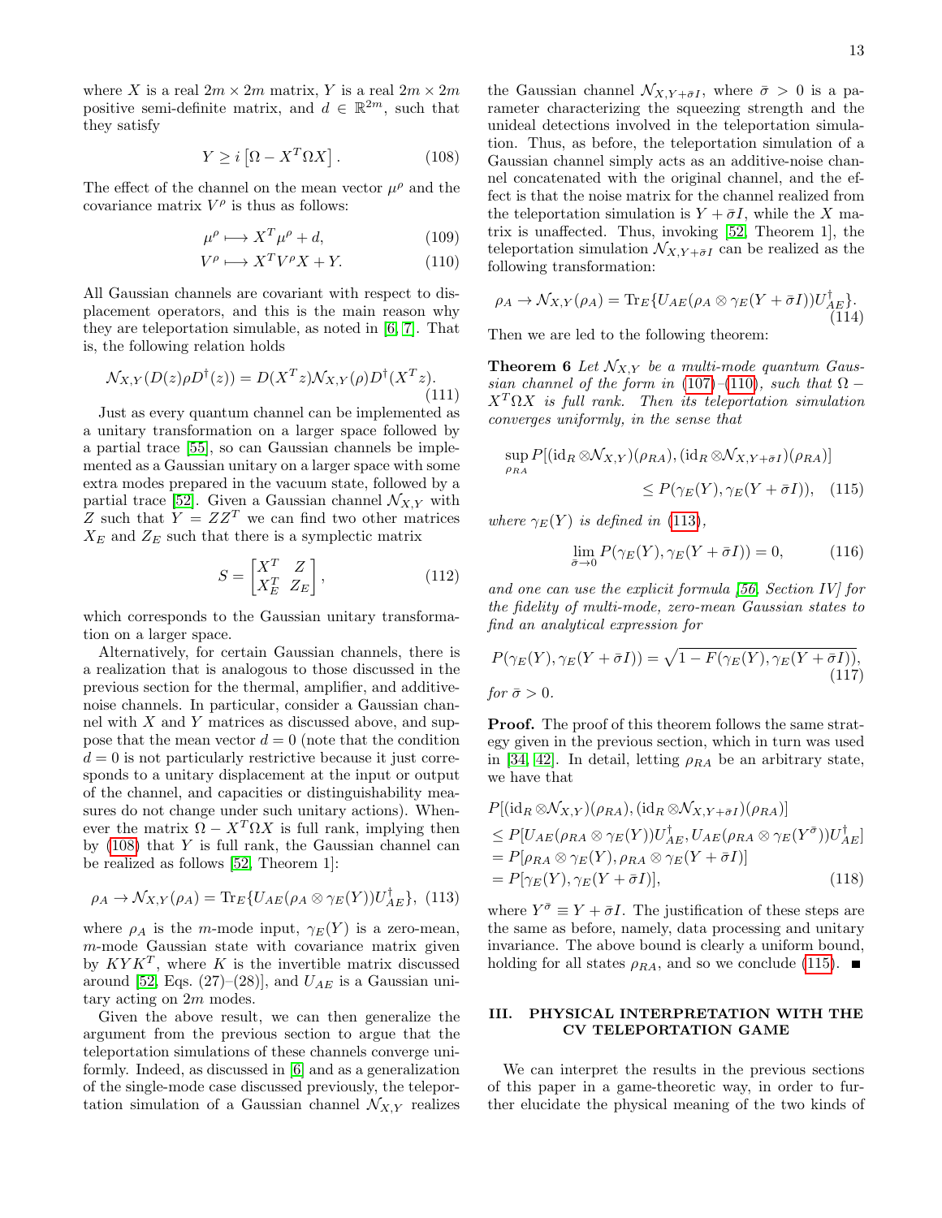where $X$ is a real $2m \times 2m$ matrix, $Y$ is a real $2m \times 2m$ positive semi-definite matrix, and $d \in \mathbb{R}^{2m}$, such that they satisfy

$$Y \geq i \left[\Omega - X^T \Omega X\right]. \tag{108}$$

The effect of the channel on the mean vector $\mu^\rho$ and the covariance matrix $V^\rho$ is thus as follows:

$$\mu^\rho \longmapsto X^T \mu^\rho + d, \tag{109}$$

$$V^\rho \longmapsto X^T V^\rho X + Y. \tag{110}$$

All Gaussian channels are covariant with respect to displacement operators, and this is the main reason why they are teleportation simulable, as noted in [6, 7]. That is, the following relation holds

$$\mathcal{N}_{X,Y}(D(z)\rho D^\dagger(z)) = D(X^T z)\mathcal{N}_{X,Y}(\rho)D^\dagger(X^T z). \tag{111}$$

Just as every quantum channel can be implemented as a unitary transformation on a larger space followed by a partial trace [55], so can Gaussian channels be implemented as a Gaussian unitary on a larger space with some extra modes prepared in the vacuum state, followed by a partial trace [52]. Given a Gaussian channel $\mathcal{N}_{X,Y}$ with $Z$ such that $Y = ZZ^T$ we can find two other matrices $X_E$ and $Z_E$ such that there is a symplectic matrix

$$S = \begin{bmatrix} X^T & Z \\ X_E^T & Z_E \end{bmatrix}, \tag{112}$$

which corresponds to the Gaussian unitary transformation on a larger space.

Alternatively, for certain Gaussian channels, there is a realization that is analogous to those discussed in the previous section for the thermal, amplifier, and additive-noise channels. In particular, consider a Gaussian channel with $X$ and $Y$ matrices as discussed above, and suppose that the mean vector $d = 0$ (note that the condition $d = 0$ is not particularly restrictive because it just corresponds to a unitary displacement at the input or output of the channel, and capacities or distinguishability measures do not change under such unitary actions). Whenever the matrix $\Omega - X^T \Omega X$ is full rank, implying then by (108) that $Y$ is full rank, the Gaussian channel can be realized as follows [52, Theorem 1]:

$$\rho_A \to \mathcal{N}_{X,Y}(\rho_A) = \mathrm{Tr}_E\{U_{AE}(\rho_A \otimes \gamma_E(Y))U_{AE}^\dagger\}, \tag{113}$$

where $\rho_A$ is the $m$-mode input, $\gamma_E(Y)$ is a zero-mean, $m$-mode Gaussian state with covariance matrix given by $KYK^T$, where $K$ is the invertible matrix discussed around [52, Eqs. (27)–(28)], and $U_{AE}$ is a Gaussian unitary acting on $2m$ modes.

Given the above result, we can then generalize the argument from the previous section to argue that the teleportation simulations of these channels converge uniformly. Indeed, as discussed in [6] and as a generalization of the single-mode case discussed previously, the teleportation simulation of a Gaussian channel $\mathcal{N}_{X,Y}$ realizes the Gaussian channel $\mathcal{N}_{X,Y+\bar{\sigma}I}$, where $\bar{\sigma} > 0$ is a parameter characterizing the squeezing strength and the unideal detections involved in the teleportation simulation. Thus, as before, the teleportation simulation of a Gaussian channel simply acts as an additive-noise channel concatenated with the original channel, and the effect is that the noise matrix for the channel realized from the teleportation simulation is $Y + \bar{\sigma}I$, while the $X$ matrix is unaffected. Thus, invoking [52, Theorem 1], the teleportation simulation $\mathcal{N}_{X,Y+\bar{\sigma}I}$ can be realized as the following transformation:

$$\rho_A \to \mathcal{N}_{X,Y}(\rho_A) = \mathrm{Tr}_E\{U_{AE}(\rho_A \otimes \gamma_E(Y + \bar{\sigma}I))U_{AE}^\dagger\}. \tag{114}$$

Then we are led to the following theorem:

**Theorem 6** *Let $\mathcal{N}_{X,Y}$ be a multi-mode quantum Gaussian channel of the form in (107)–(110), such that $\Omega - X^T \Omega X$ is full rank. Then its teleportation simulation converges uniformly, in the sense that*

$$\sup_{\rho_{RA}} P[(\mathrm{id}_R \otimes \mathcal{N}_{X,Y})(\rho_{RA}), (\mathrm{id}_R \otimes \mathcal{N}_{X,Y+\bar{\sigma}I})(\rho_{RA})] \leq P(\gamma_E(Y), \gamma_E(Y + \bar{\sigma}I)), \tag{115}$$

*where $\gamma_E(Y)$ is defined in (113),*

$$\lim_{\bar{\sigma}\to 0} P(\gamma_E(Y), \gamma_E(Y + \bar{\sigma}I)) = 0, \tag{116}$$

*and one can use the explicit formula [56, Section IV] for the fidelity of multi-mode, zero-mean Gaussian states to find an analytical expression for*

$$P(\gamma_E(Y), \gamma_E(Y + \bar{\sigma}I)) = \sqrt{1 - F(\gamma_E(Y), \gamma_E(Y + \bar{\sigma}I))}, \tag{117}$$

*for $\bar{\sigma} > 0$.*

**Proof.** The proof of this theorem follows the same strategy given in the previous section, which in turn was used in [34, 42]. In detail, letting $\rho_{RA}$ be an arbitrary state, we have that

$$\begin{aligned}
&P[(\mathrm{id}_R \otimes \mathcal{N}_{X,Y})(\rho_{RA}), (\mathrm{id}_R \otimes \mathcal{N}_{X,Y+\bar{\sigma}I})(\rho_{RA})] \\
&\leq P[U_{AE}(\rho_{RA} \otimes \gamma_E(Y))U_{AE}^\dagger, U_{AE}(\rho_{RA} \otimes \gamma_E(Y^{\bar{\sigma}}))U_{AE}^\dagger] \\
&= P[\rho_{RA} \otimes \gamma_E(Y), \rho_{RA} \otimes \gamma_E(Y + \bar{\sigma}I)] \\
&= P[\gamma_E(Y), \gamma_E(Y + \bar{\sigma}I)],
\end{aligned} \tag{118}$$

where $Y^{\bar{\sigma}} \equiv Y + \bar{\sigma}I$. The justification of these steps are the same as before, namely, data processing and unitary invariance. The above bound is clearly a uniform bound, holding for all states $\rho_{RA}$, and so we conclude (115). ■

## III. PHYSICAL INTERPRETATION WITH THE CV TELEPORTATION GAME

We can interpret the results in the previous sections of this paper in a game-theoretic way, in order to further elucidate the physical meaning of the two kinds of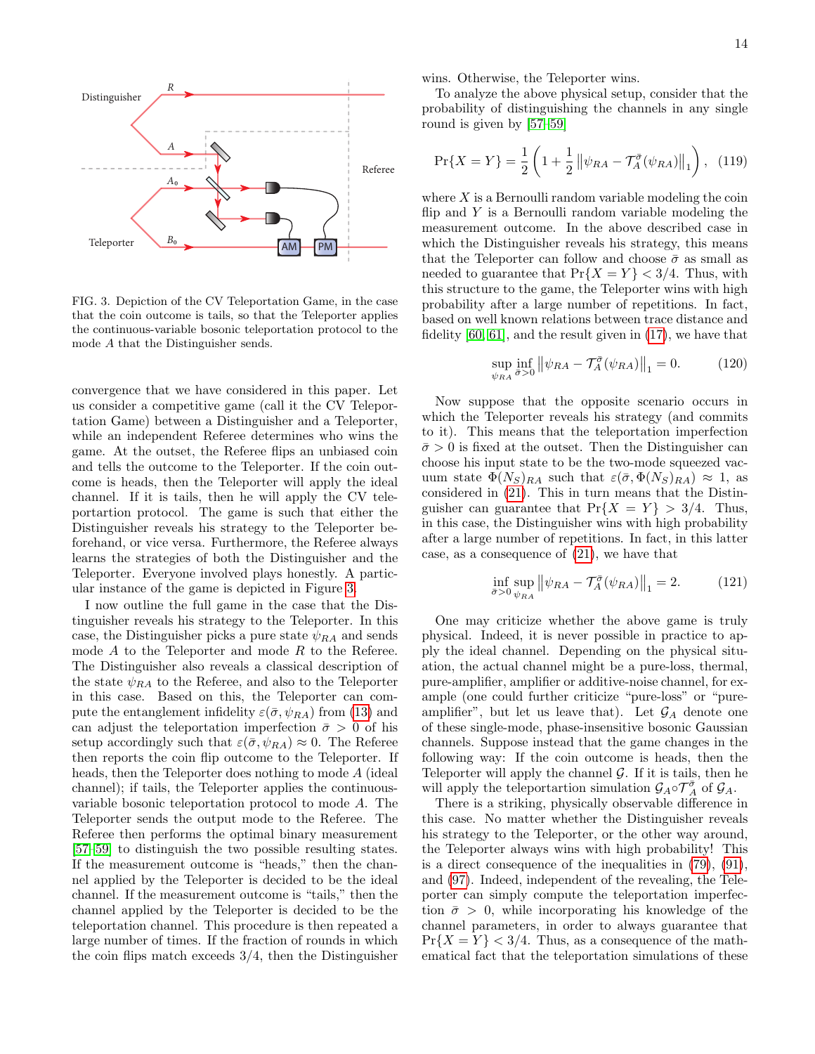FIG. 3. Depiction of the CV Teleportation Game, in the case that the coin outcome is tails, so that the Teleporter applies the continuous-variable bosonic teleportation protocol to the mode $A$ that the Distinguisher sends.

convergence that we have considered in this paper. Let us consider a competitive game (call it the CV Teleportation Game) between a Distinguisher and a Teleporter, while an independent Referee determines who wins the game. At the outset, the Referee flips an unbiased coin and tells the outcome to the Teleporter. If the coin outcome is heads, then the Teleporter will apply the ideal channel. If it is tails, then he will apply the CV teleportartion protocol. The game is such that either the Distinguisher reveals his strategy to the Teleporter beforehand, or vice versa. Furthermore, the Referee always learns the strategies of both the Distinguisher and the Teleporter. Everyone involved plays honestly. A particular instance of the game is depicted in Figure 3.

I now outline the full game in the case that the Distinguisher reveals his strategy to the Teleporter. In this case, the Distinguisher picks a pure state $\psi_{RA}$ and sends mode $A$ to the Teleporter and mode $R$ to the Referee. The Distinguisher also reveals a classical description of the state $\psi_{RA}$ to the Referee, and also to the Teleporter in this case. Based on this, the Teleporter can compute the entanglement infidelity $\varepsilon(\bar{\sigma}, \psi_{RA})$ from (13) and can adjust the teleportation imperfection $\bar{\sigma} > 0$ of his setup accordingly such that $\varepsilon(\bar{\sigma}, \psi_{RA}) \approx 0$. The Referee then reports the coin flip outcome to the Teleporter. If heads, then the Teleporter does nothing to mode $A$ (ideal channel); if tails, the Teleporter applies the continuous-variable bosonic teleportation protocol to mode $A$. The Teleporter sends the output mode to the Referee. The Referee then performs the optimal binary measurement [57–59] to distinguish the two possible resulting states. If the measurement outcome is "heads," then the channel applied by the Teleporter is decided to be the ideal channel. If the measurement outcome is "tails," then the channel applied by the Teleporter is decided to be the teleportation channel. This procedure is then repeated a large number of times. If the fraction of rounds in which the coin flips match exceeds 3/4, then the Distinguisher wins. Otherwise, the Teleporter wins.

To analyze the above physical setup, consider that the probability of distinguishing the channels in any single round is given by [57–59]

$$\Pr\{X = Y\} = \frac{1}{2}\left(1 + \frac{1}{2}\left\|\psi_{RA} - \mathcal{T}_A^{\bar{\sigma}}(\psi_{RA})\right\|_1\right), \quad (119)$$

where $X$ is a Bernoulli random variable modeling the coin flip and $Y$ is a Bernoulli random variable modeling the measurement outcome. In the above described case in which the Distinguisher reveals his strategy, this means that the Teleporter can follow and choose $\bar{\sigma}$ as small as needed to guarantee that $\Pr\{X = Y\} < 3/4$. Thus, with this structure to the game, the Teleporter wins with high probability after a large number of repetitions. In fact, based on well known relations between trace distance and fidelity [60, 61], and the result given in (17), we have that

$$\sup_{\psi_{RA}} \inf_{\bar{\sigma}>0} \left\|\psi_{RA} - \mathcal{T}_A^{\bar{\sigma}}(\psi_{RA})\right\|_1 = 0. \quad (120)$$

Now suppose that the opposite scenario occurs in which the Teleporter reveals his strategy (and commits to it). This means that the teleportation imperfection $\bar{\sigma} > 0$ is fixed at the outset. Then the Distinguisher can choose his input state to be the two-mode squeezed vacuum state $\Phi(N_S)_{RA}$ such that $\varepsilon(\bar{\sigma}, \Phi(N_S)_{RA}) \approx 1$, as considered in (21). This in turn means that the Distinguisher can guarantee that $\Pr\{X = Y\} > 3/4$. Thus, in this case, the Distinguisher wins with high probability after a large number of repetitions. In fact, in this latter case, as a consequence of (21), we have that

$$\inf_{\bar{\sigma}>0} \sup_{\psi_{RA}} \left\|\psi_{RA} - \mathcal{T}_A^{\bar{\sigma}}(\psi_{RA})\right\|_1 = 2. \quad (121)$$

One may criticize whether the above game is truly physical. Indeed, it is never possible in practice to apply the ideal channel. Depending on the physical situation, the actual channel might be a pure-loss, thermal, pure-amplifier, amplifier or additive-noise channel, for example (one could further criticize "pure-loss" or "pure-amplifier", but let us leave that). Let $\mathcal{G}_A$ denote one of these single-mode, phase-insensitive bosonic Gaussian channels. Suppose instead that the game changes in the following way: If the coin outcome is heads, then the Teleporter will apply the channel $\mathcal{G}$. If it is tails, then he will apply the teleportartion simulation $\mathcal{G}_A \circ \mathcal{T}_A^{\bar{\sigma}}$ of $\mathcal{G}_A$.

There is a striking, physically observable difference in this case. No matter whether the Distinguisher reveals his strategy to the Teleporter, or the other way around, the Teleporter always wins with high probability! This is a direct consequence of the inequalities in (79), (91), and (97). Indeed, independent of the revealing, the Teleporter can simply compute the teleportation imperfection $\bar{\sigma} > 0$, while incorporating his knowledge of the channel parameters, in order to always guarantee that $\Pr\{X = Y\} < 3/4$. Thus, as a consequence of the mathematical fact that the teleportation simulations of these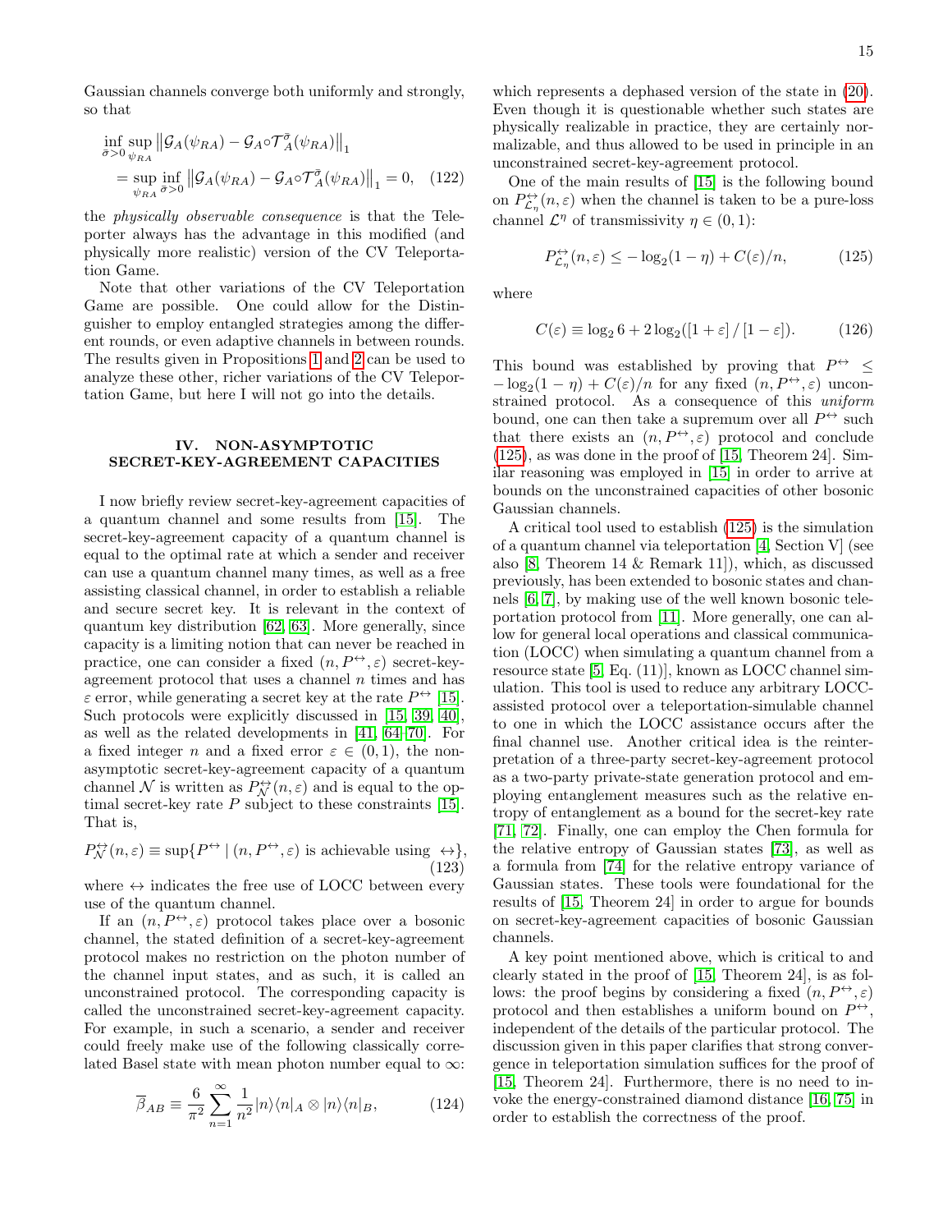Gaussian channels converge both uniformly and strongly, so that

$$\inf_{\bar{\sigma}>0} \sup_{\psi_{RA}} \left\| \mathcal{G}_A(\psi_{RA}) - \mathcal{G}_A \circ \mathcal{T}_A^{\bar{\sigma}}(\psi_{RA}) \right\|_1 = \sup_{\psi_{RA}} \inf_{\bar{\sigma}>0} \left\| \mathcal{G}_A(\psi_{RA}) - \mathcal{G}_A \circ \mathcal{T}_A^{\bar{\sigma}}(\psi_{RA}) \right\|_1 = 0, \quad (122)$$

the *physically observable consequence* is that the Teleporter always has the advantage in this modified (and physically more realistic) version of the CV Teleportation Game.

Note that other variations of the CV Teleportation Game are possible. One could allow for the Distinguisher to employ entangled strategies among the different rounds, or even adaptive channels in between rounds. The results given in Propositions 1 and 2 can be used to analyze these other, richer variations of the CV Teleportation Game, but here I will not go into the details.

## IV. NON-ASYMPTOTIC SECRET-KEY-AGREEMENT CAPACITIES

I now briefly review secret-key-agreement capacities of a quantum channel and some results from [15]. The secret-key-agreement capacity of a quantum channel is equal to the optimal rate at which a sender and receiver can use a quantum channel many times, as well as a free assisting classical channel, in order to establish a reliable and secure secret key. It is relevant in the context of quantum key distribution [62, 63]. More generally, since capacity is a limiting notion that can never be reached in practice, one can consider a fixed $(n, P^{\leftrightarrow}, \varepsilon)$ secret-key-agreement protocol that uses a channel $n$ times and has $\varepsilon$ error, while generating a secret key at the rate $P^{\leftrightarrow}$ [15]. Such protocols were explicitly discussed in [15, 39, 40], as well as the related developments in [41, 64–70]. For a fixed integer $n$ and a fixed error $\varepsilon \in (0, 1)$, the non-asymptotic secret-key-agreement capacity of a quantum channel $\mathcal{N}$ is written as $P_{\mathcal{N}}^{\leftrightarrow}(n, \varepsilon)$ and is equal to the optimal secret-key rate $P$ subject to these constraints [15]. That is,

$$P_{\mathcal{N}}^{\leftrightarrow}(n, \varepsilon) \equiv \sup\{P^{\leftrightarrow} \mid (n, P^{\leftrightarrow}, \varepsilon) \text{ is achievable using } \leftrightarrow\}, \quad (123)$$

where $\leftrightarrow$ indicates the free use of LOCC between every use of the quantum channel.

If an $(n, P^{\leftrightarrow}, \varepsilon)$ protocol takes place over a bosonic channel, the stated definition of a secret-key-agreement protocol makes no restriction on the photon number of the channel input states, and as such, it is called an unconstrained protocol. The corresponding capacity is called the unconstrained secret-key-agreement capacity. For example, in such a scenario, a sender and receiver could freely make use of the following classically correlated Basel state with mean photon number equal to $\infty$:

$$\overline{\beta}_{AB} \equiv \frac{6}{\pi^2} \sum_{n=1}^{\infty} \frac{1}{n^2} |n\rangle\langle n|_A \otimes |n\rangle\langle n|_B, \quad (124)$$

which represents a dephased version of the state in (20). Even though it is questionable whether such states are physically realizable in practice, they are certainly normalizable, and thus allowed to be used in principle in an unconstrained secret-key-agreement protocol.

One of the main results of [15] is the following bound on $P_{\mathcal{L}_\eta}^{\leftrightarrow}(n, \varepsilon)$ when the channel is taken to be a pure-loss channel $\mathcal{L}^\eta$ of transmissivity $\eta \in (0, 1)$:

$$P_{\mathcal{L}_\eta}^{\leftrightarrow}(n, \varepsilon) \leq -\log_2(1-\eta) + C(\varepsilon)/n, \quad (125)$$

where

$$C(\varepsilon) \equiv \log_2 6 + 2\log_2([1+\varepsilon]/[1-\varepsilon]). \quad (126)$$

This bound was established by proving that $P^{\leftrightarrow} \leq -\log_2(1-\eta) + C(\varepsilon)/n$ for any fixed $(n, P^{\leftrightarrow}, \varepsilon)$ unconstrained protocol. As a consequence of this *uniform* bound, one can then take a supremum over all $P^{\leftrightarrow}$ such that there exists an $(n, P^{\leftrightarrow}, \varepsilon)$ protocol and conclude (125), as was done in the proof of [15, Theorem 24]. Similar reasoning was employed in [15] in order to arrive at bounds on the unconstrained capacities of other bosonic Gaussian channels.

A critical tool used to establish (125) is the simulation of a quantum channel via teleportation [4, Section V] (see also [8, Theorem 14 & Remark 11]), which, as discussed previously, has been extended to bosonic states and channels [6, 7], by making use of the well known bosonic teleportation protocol from [11]. More generally, one can allow for general local operations and classical communication (LOCC) when simulating a quantum channel from a resource state [5, Eq. (11)], known as LOCC channel simulation. This tool is used to reduce any arbitrary LOCC-assisted protocol over a teleportation-simulable channel to one in which the LOCC assistance occurs after the final channel use. Another critical idea is the reinterpretation of a three-party secret-key-agreement protocol as a two-party private-state generation protocol and employing entanglement measures such as the relative entropy of entanglement as a bound for the secret-key rate [71, 72]. Finally, one can employ the Chen formula for the relative entropy of Gaussian states [73], as well as a formula from [74] for the relative entropy variance of Gaussian states. These tools were foundational for the results of [15, Theorem 24] in order to argue for bounds on secret-key-agreement capacities of bosonic Gaussian channels.

A key point mentioned above, which is critical to and clearly stated in the proof of [15, Theorem 24], is as follows: the proof begins by considering a fixed $(n, P^{\leftrightarrow}, \varepsilon)$ protocol and then establishes a uniform bound on $P^{\leftrightarrow}$, independent of the details of the particular protocol. The discussion given in this paper clarifies that strong convergence in teleportation simulation suffices for the proof of [15, Theorem 24]. Furthermore, there is no need to invoke the energy-constrained diamond distance [16, 75] in order to establish the correctness of the proof.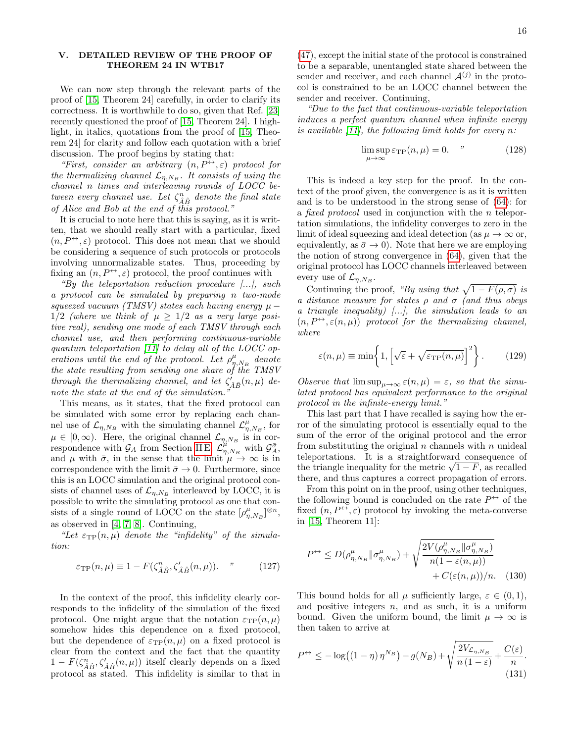## V. DETAILED REVIEW OF THE PROOF OF THEOREM 24 IN WTB17

We can now step through the relevant parts of the proof of [15, Theorem 24] carefully, in order to clarify its correctness. It is worthwhile to do so, given that Ref. [23] recently questioned the proof of [15, Theorem 24]. I highlight, in italics, quotations from the proof of [15, Theorem 24] for clarity and follow each quotation with a brief discussion. The proof begins by stating that:

*"First, consider an arbitrary $(n, P^{\leftrightarrow}, \varepsilon)$ protocol for the thermalizing channel $\mathcal{L}_{\eta,N_B}$. It consists of using the channel $n$ times and interleaving rounds of LOCC between every channel use. Let $\zeta^n_{\hat{A}\hat{B}}$ denote the final state of Alice and Bob at the end of this protocol."*

It is crucial to note here that this is saying, as it is written, that we should really start with a particular, fixed $(n, P^{\leftrightarrow}, \varepsilon)$ protocol. This does not mean that we should be considering a sequence of such protocols or protocols involving unnormalizable states. Thus, proceeding by fixing an $(n, P^{\leftrightarrow}, \varepsilon)$ protocol, the proof continues with

*"By the teleportation reduction procedure [...], such a protocol can be simulated by preparing $n$ two-mode squeezed vacuum (TMSV) states each having energy $\mu - 1/2$ (where we think of $\mu \geq 1/2$ as a very large positive real), sending one mode of each TMSV through each channel use, and then performing continuous-variable quantum teleportation [11] to delay all of the LOCC operations until the end of the protocol. Let $\rho^{\mu}_{\eta,N_B}$ denote the state resulting from sending one share of the TMSV through the thermalizing channel, and let $\zeta'_{\hat{A}\hat{B}}(n, \mu)$ denote the state at the end of the simulation."*

This means, as it states, that the fixed protocol can be simulated with some error by replacing each channel use of $\mathcal{L}_{\eta,N_B}$ with the simulating channel $\mathcal{L}^{\mu}_{\eta,N_B}$, for $\mu \in [0, \infty)$. Here, the original channel $\mathcal{L}_{\eta,N_B}$ is in correspondence with $\mathcal{G}_A$ from Section II E, $\mathcal{L}^{\mu}_{\eta,N_B}$ with $\mathcal{G}^{\bar{\sigma}}_A$, and $\mu$ with $\bar{\sigma}$, in the sense that the limit $\mu \to \infty$ is in correspondence with the limit $\bar{\sigma} \to 0$. Furthermore, since this is an LOCC simulation and the original protocol consists of channel uses of $\mathcal{L}_{\eta,N_B}$ interleaved by LOCC, it is possible to write the simulating protocol as one that consists of a single round of LOCC on the state $[\rho^{\mu}_{\eta,N_B}]^{\otimes n}$, as observed in [4, 7, 8]. Continuing,

*"Let $\varepsilon_{\mathrm{TP}}(n, \mu)$ denote the "infidelity" of the simulation:*

$$\varepsilon_{\mathrm{TP}}(n, \mu) \equiv 1 - F(\zeta^n_{\hat{A}\hat{B}}, \zeta'_{\hat{A}\hat{B}}(n, \mu)). \quad " \tag{127}$$

In the context of the proof, this infidelity clearly corresponds to the infidelity of the simulation of the fixed protocol. One might argue that the notation $\varepsilon_{\mathrm{TP}}(n, \mu)$ somehow hides this dependence on a fixed protocol, but the dependence of $\varepsilon_{\mathrm{TP}}(n, \mu)$ on a fixed protocol is clear from the context and the fact that the quantity $1 - F(\zeta^n_{\hat{A}\hat{B}}, \zeta'_{\hat{A}\hat{B}}(n, \mu))$ itself clearly depends on a fixed protocol as stated. This infidelity is similar to that in (47), except the initial state of the protocol is constrained to be a separable, unentangled state shared between the sender and receiver, and each channel $\mathcal{A}^{(j)}$ in the protocol is constrained to be an LOCC channel between the sender and receiver. Continuing,

*"Due to the fact that continuous-variable teleportation induces a perfect quantum channel when infinite energy is available [11], the following limit holds for every $n$:*

$$\limsup_{\mu \to \infty} \varepsilon_{\mathrm{TP}}(n, \mu) = 0. \quad " \tag{128}$$

This is indeed a key step for the proof. In the context of the proof given, the convergence is as it is written and is to be understood in the strong sense of (64): for a *fixed protocol* used in conjunction with the $n$ teleportation simulations, the infidelity converges to zero in the limit of ideal squeezing and ideal detection (as $\mu \to \infty$ or, equivalently, as $\bar{\sigma} \to 0$). Note that here we are employing the notion of strong convergence in (64), given that the original protocol has LOCC channels interleaved between every use of $\mathcal{L}_{\eta,N_B}$.

Continuing the proof, *"By using that $\sqrt{1 - F(\rho, \sigma)}$ is a distance measure for states $\rho$ and $\sigma$ (and thus obeys a triangle inequality) [...], the simulation leads to an $(n, P^{\leftrightarrow}, \varepsilon(n, \mu))$ protocol for the thermalizing channel, where*

$$\varepsilon(n, \mu) \equiv \min\left\{1, \left[\sqrt{\varepsilon} + \sqrt{\varepsilon_{\mathrm{TP}}(n, \mu)}\right]^2\right\}. \tag{129}$$

*Observe that $\limsup_{\mu \to \infty} \varepsilon(n, \mu) = \varepsilon$, so that the simulated protocol has equivalent performance to the original protocol in the infinite-energy limit."*

This last part that I have recalled is saying how the error of the simulating protocol is essentially equal to the sum of the error of the original protocol and the error from substituting the original $n$ channels with $n$ unideal teleportations. It is a straightforward consequence of the triangle inequality for the metric $\sqrt{1 - F}$, as recalled there, and thus captures a correct propagation of errors.

From this point on in the proof, using other techniques, the following bound is concluded on the rate $P^{\leftrightarrow}$ of the fixed $(n, P^{\leftrightarrow}, \varepsilon)$ protocol by invoking the meta-converse in [15, Theorem 11]:

$$P^{\leftrightarrow} \leq D(\rho^{\mu}_{\eta,N_B} \| \sigma^{\mu}_{\eta,N_B}) + \sqrt{\frac{2V(\rho^{\mu}_{\eta,N_B} \| \sigma^{\mu}_{\eta,N_B})}{n(1 - \varepsilon(n, \mu))}} + C(\varepsilon(n, \mu))/n. \tag{130}$$

This bound holds for all $\mu$ sufficiently large, $\varepsilon \in (0, 1)$, and positive integers $n$, and as such, it is a uniform bound. Given the uniform bound, the limit $\mu \to \infty$ is then taken to arrive at

$$P^{\leftrightarrow} \leq -\log\big((1 - \eta)\, \eta^{N_B}\big) - g(N_B) + \sqrt{\frac{2V_{\mathcal{L}_{\eta,N_B}}}{n\,(1 - \varepsilon)}} + \frac{C(\varepsilon)}{n}. \tag{131}$$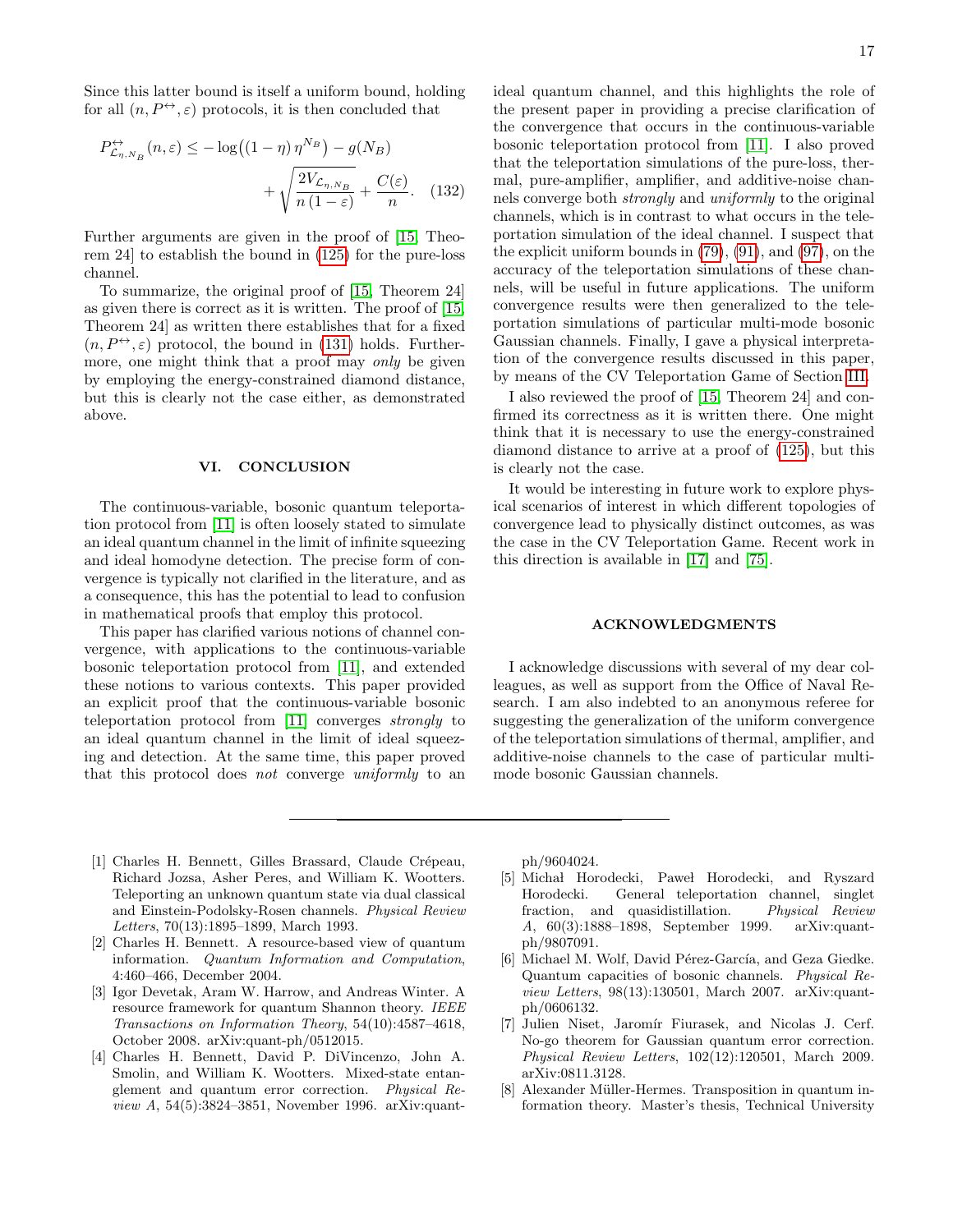Since this latter bound is itself a uniform bound, holding for all $(n, P^{\leftrightarrow}, \varepsilon)$ protocols, it is then concluded that

$$P^{\leftrightarrow}_{\mathcal{L}_{\eta, N_B}}(n, \varepsilon) \leq -\log\left((1-\eta)\,\eta^{N_B}\right) - g(N_B) + \sqrt{\frac{2V_{\mathcal{L}_{\eta,N_B}}}{n\,(1-\varepsilon)}} + \frac{C(\varepsilon)}{n}. \quad (132)$$

Further arguments are given in the proof of [15, Theorem 24] to establish the bound in (125) for the pure-loss channel.

To summarize, the original proof of [15, Theorem 24] as given there is correct as it is written. The proof of [15, Theorem 24] as written there establishes that for a fixed $(n, P^{\leftrightarrow}, \varepsilon)$ protocol, the bound in (131) holds. Furthermore, one might think that a proof may *only* be given by employing the energy-constrained diamond distance, but this is clearly not the case either, as demonstrated above.

## VI. CONCLUSION

The continuous-variable, bosonic quantum teleportation protocol from [11] is often loosely stated to simulate an ideal quantum channel in the limit of infinite squeezing and ideal homodyne detection. The precise form of convergence is typically not clarified in the literature, and as a consequence, this has the potential to lead to confusion in mathematical proofs that employ this protocol.

This paper has clarified various notions of channel convergence, with applications to the continuous-variable bosonic teleportation protocol from [11], and extended these notions to various contexts. This paper provided an explicit proof that the continuous-variable bosonic teleportation protocol from [11] converges *strongly* to an ideal quantum channel in the limit of ideal squeezing and detection. At the same time, this paper proved that this protocol does *not* converge *uniformly* to an ideal quantum channel, and this highlights the role of the present paper in providing a precise clarification of the convergence that occurs in the continuous-variable bosonic teleportation protocol from [11]. I also proved that the teleportation simulations of the pure-loss, thermal, pure-amplifier, amplifier, and additive-noise channels converge both *strongly* and *uniformly* to the original channels, which is in contrast to what occurs in the teleportation simulation of the ideal channel. I suspect that the explicit uniform bounds in (79), (91), and (97), on the accuracy of the teleportation simulations of these channels, will be useful in future applications. The uniform convergence results were then generalized to the teleportation simulations of particular multi-mode bosonic Gaussian channels. Finally, I gave a physical interpretation of the convergence results discussed in this paper, by means of the CV Teleportation Game of Section III.

I also reviewed the proof of [15, Theorem 24] and confirmed its correctness as it is written there. One might think that it is necessary to use the energy-constrained diamond distance to arrive at a proof of (125), but this is clearly not the case.

It would be interesting in future work to explore physical scenarios of interest in which different topologies of convergence lead to physically distinct outcomes, as was the case in the CV Teleportation Game. Recent work in this direction is available in [17] and [75].

## ACKNOWLEDGMENTS

I acknowledge discussions with several of my dear colleagues, as well as support from the Office of Naval Research. I am also indebted to an anonymous referee for suggesting the generalization of the uniform convergence of the teleportation simulations of thermal, amplifier, and additive-noise channels to the case of particular multi-mode bosonic Gaussian channels.

---

[1] Charles H. Bennett, Gilles Brassard, Claude Crépeau, Richard Jozsa, Asher Peres, and William K. Wootters. Teleporting an unknown quantum state via dual classical and Einstein-Podolsky-Rosen channels. *Physical Review Letters*, 70(13):1895–1899, March 1993.

[2] Charles H. Bennett. A resource-based view of quantum information. *Quantum Information and Computation*, 4:460–466, December 2004.

[3] Igor Devetak, Aram W. Harrow, and Andreas Winter. A resource framework for quantum Shannon theory. *IEEE Transactions on Information Theory*, 54(10):4587–4618, October 2008. arXiv:quant-ph/0512015.

[4] Charles H. Bennett, David P. DiVincenzo, John A. Smolin, and William K. Wootters. Mixed-state entanglement and quantum error correction. *Physical Review A*, 54(5):3824–3851, November 1996. arXiv:quant-ph/9604024.

[5] Michał Horodecki, Paweł Horodecki, and Ryszard Horodecki. General teleportation channel, singlet fraction, and quasidistillation. *Physical Review A*, 60(3):1888–1898, September 1999. arXiv:quant-ph/9807091.

[6] Michael M. Wolf, David Pérez-García, and Geza Giedke. Quantum capacities of bosonic channels. *Physical Review Letters*, 98(13):130501, March 2007. arXiv:quant-ph/0606132.

[7] Julien Niset, Jaromír Fiurasek, and Nicolas J. Cerf. No-go theorem for Gaussian quantum error correction. *Physical Review Letters*, 102(12):120501, March 2009. arXiv:0811.3128.

[8] Alexander Müller-Hermes. Transposition in quantum information theory. Master's thesis, Technical University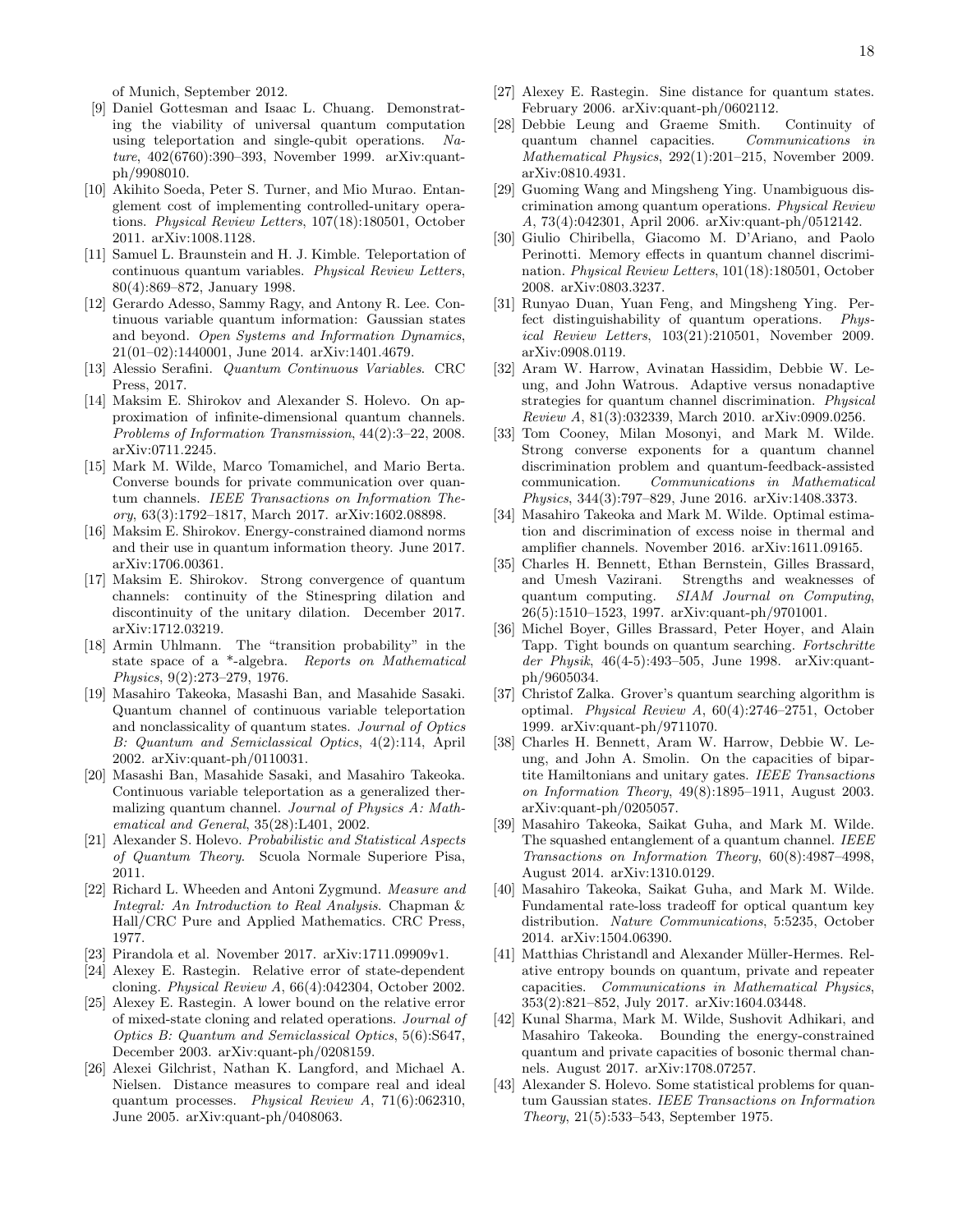of Munich, September 2012.

- [9] Daniel Gottesman and Isaac L. Chuang. Demonstrating the viability of universal quantum computation using teleportation and single-qubit operations. *Nature*, 402(6760):390–393, November 1999. arXiv:quant-ph/9908010.
- [10] Akihito Soeda, Peter S. Turner, and Mio Murao. Entanglement cost of implementing controlled-unitary operations. *Physical Review Letters*, 107(18):180501, October 2011. arXiv:1008.1128.
- [11] Samuel L. Braunstein and H. J. Kimble. Teleportation of continuous quantum variables. *Physical Review Letters*, 80(4):869–872, January 1998.
- [12] Gerardo Adesso, Sammy Ragy, and Antony R. Lee. Continuous variable quantum information: Gaussian states and beyond. *Open Systems and Information Dynamics*, 21(01–02):1440001, June 2014. arXiv:1401.4679.
- [13] Alessio Serafini. *Quantum Continuous Variables*. CRC Press, 2017.
- [14] Maksim E. Shirokov and Alexander S. Holevo. On approximation of infinite-dimensional quantum channels. *Problems of Information Transmission*, 44(2):3–22, 2008. arXiv:0711.2245.
- [15] Mark M. Wilde, Marco Tomamichel, and Mario Berta. Converse bounds for private communication over quantum channels. *IEEE Transactions on Information Theory*, 63(3):1792–1817, March 2017. arXiv:1602.08898.
- [16] Maksim E. Shirokov. Energy-constrained diamond norms and their use in quantum information theory. June 2017. arXiv:1706.00361.
- [17] Maksim E. Shirokov. Strong convergence of quantum channels: continuity of the Stinespring dilation and discontinuity of the unitary dilation. December 2017. arXiv:1712.03219.
- [18] Armin Uhlmann. The "transition probability" in the state space of a *-algebra. *Reports on Mathematical Physics*, 9(2):273–279, 1976.
- [19] Masahiro Takeoka, Masashi Ban, and Masahide Sasaki. Quantum channel of continuous variable teleportation and nonclassicality of quantum states. *Journal of Optics B: Quantum and Semiclassical Optics*, 4(2):114, April 2002. arXiv:quant-ph/0110031.
- [20] Masashi Ban, Masahide Sasaki, and Masahiro Takeoka. Continuous variable teleportation as a generalized thermalizing quantum channel. *Journal of Physics A: Mathematical and General*, 35(28):L401, 2002.
- [21] Alexander S. Holevo. *Probabilistic and Statistical Aspects of Quantum Theory*. Scuola Normale Superiore Pisa, 2011.
- [22] Richard L. Wheeden and Antoni Zygmund. *Measure and Integral: An Introduction to Real Analysis*. Chapman & Hall/CRC Pure and Applied Mathematics. CRC Press, 1977.
- [23] Pirandola et al. November 2017. arXiv:1711.09909v1.
- [24] Alexey E. Rastegin. Relative error of state-dependent cloning. *Physical Review A*, 66(4):042304, October 2002.
- [25] Alexey E. Rastegin. A lower bound on the relative error of mixed-state cloning and related operations. *Journal of Optics B: Quantum and Semiclassical Optics*, 5(6):S647, December 2003. arXiv:quant-ph/0208159.
- [26] Alexei Gilchrist, Nathan K. Langford, and Michael A. Nielsen. Distance measures to compare real and ideal quantum processes. *Physical Review A*, 71(6):062310, June 2005. arXiv:quant-ph/0408063.
- [27] Alexey E. Rastegin. Sine distance for quantum states. February 2006. arXiv:quant-ph/0602112.
- [28] Debbie Leung and Graeme Smith. Continuity of quantum channel capacities. *Communications in Mathematical Physics*, 292(1):201–215, November 2009. arXiv:0810.4931.
- [29] Guoming Wang and Mingsheng Ying. Unambiguous discrimination among quantum operations. *Physical Review A*, 73(4):042301, April 2006. arXiv:quant-ph/0512142.
- [30] Giulio Chiribella, Giacomo M. D'Ariano, and Paolo Perinotti. Memory effects in quantum channel discrimination. *Physical Review Letters*, 101(18):180501, October 2008. arXiv:0803.3237.
- [31] Runyao Duan, Yuan Feng, and Mingsheng Ying. Perfect distinguishability of quantum operations. *Physical Review Letters*, 103(21):210501, November 2009. arXiv:0908.0119.
- [32] Aram W. Harrow, Avinatan Hassidim, Debbie W. Leung, and John Watrous. Adaptive versus nonadaptive strategies for quantum channel discrimination. *Physical Review A*, 81(3):032339, March 2010. arXiv:0909.0256.
- [33] Tom Cooney, Milan Mosonyi, and Mark M. Wilde. Strong converse exponents for a quantum channel discrimination problem and quantum-feedback-assisted communication. *Communications in Mathematical Physics*, 344(3):797–829, June 2016. arXiv:1408.3373.
- [34] Masahiro Takeoka and Mark M. Wilde. Optimal estimation and discrimination of excess noise in thermal and amplifier channels. November 2016. arXiv:1611.09165.
- [35] Charles H. Bennett, Ethan Bernstein, Gilles Brassard, and Umesh Vazirani. Strengths and weaknesses of quantum computing. *SIAM Journal on Computing*, 26(5):1510–1523, 1997. arXiv:quant-ph/9701001.
- [36] Michel Boyer, Gilles Brassard, Peter Hoyer, and Alain Tapp. Tight bounds on quantum searching. *Fortschritte der Physik*, 46(4-5):493–505, June 1998. arXiv:quant-ph/9605034.
- [37] Christof Zalka. Grover's quantum searching algorithm is optimal. *Physical Review A*, 60(4):2746–2751, October 1999. arXiv:quant-ph/9711070.
- [38] Charles H. Bennett, Aram W. Harrow, Debbie W. Leung, and John A. Smolin. On the capacities of bipartite Hamiltonians and unitary gates. *IEEE Transactions on Information Theory*, 49(8):1895–1911, August 2003. arXiv:quant-ph/0205057.
- [39] Masahiro Takeoka, Saikat Guha, and Mark M. Wilde. The squashed entanglement of a quantum channel. *IEEE Transactions on Information Theory*, 60(8):4987–4998, August 2014. arXiv:1310.0129.
- [40] Masahiro Takeoka, Saikat Guha, and Mark M. Wilde. Fundamental rate-loss tradeoff for optical quantum key distribution. *Nature Communications*, 5:5235, October 2014. arXiv:1504.06390.
- [41] Matthias Christandl and Alexander Müller-Hermes. Relative entropy bounds on quantum, private and repeater capacities. *Communications in Mathematical Physics*, 353(2):821–852, July 2017. arXiv:1604.03448.
- [42] Kunal Sharma, Mark M. Wilde, Sushovit Adhikari, and Masahiro Takeoka. Bounding the energy-constrained quantum and private capacities of bosonic thermal channels. August 2017. arXiv:1708.07257.
- [43] Alexander S. Holevo. Some statistical problems for quantum Gaussian states. *IEEE Transactions on Information Theory*, 21(5):533–543, September 1975.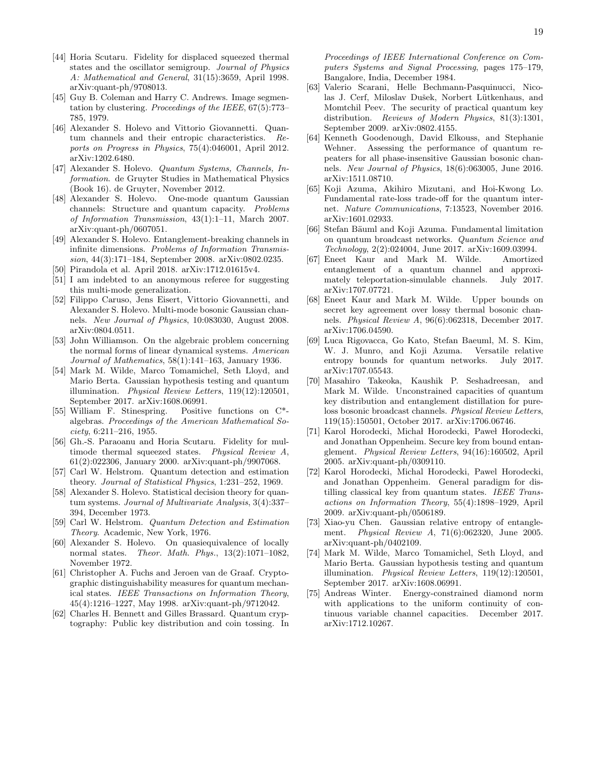[44] Horia Scutaru. Fidelity for displaced squeezed thermal states and the oscillator semigroup. *Journal of Physics A: Mathematical and General*, 31(15):3659, April 1998. arXiv:quant-ph/9708013.

[45] Guy B. Coleman and Harry C. Andrews. Image segmentation by clustering. *Proceedings of the IEEE*, 67(5):773–785, 1979.

[46] Alexander S. Holevo and Vittorio Giovannetti. Quantum channels and their entropic characteristics. *Reports on Progress in Physics*, 75(4):046001, April 2012. arXiv:1202.6480.

[47] Alexander S. Holevo. *Quantum Systems, Channels, Information*. de Gruyter Studies in Mathematical Physics (Book 16). de Gruyter, November 2012.

[48] Alexander S. Holevo. One-mode quantum Gaussian channels: Structure and quantum capacity. *Problems of Information Transmission*, 43(1):1–11, March 2007. arXiv:quant-ph/0607051.

[49] Alexander S. Holevo. Entanglement-breaking channels in infinite dimensions. *Problems of Information Transmission*, 44(3):171–184, September 2008. arXiv:0802.0235.

[50] Pirandola et al. April 2018. arXiv:1712.01615v4.

[51] I am indebted to an anonymous referee for suggesting this multi-mode generalization.

[52] Filippo Caruso, Jens Eisert, Vittorio Giovannetti, and Alexander S. Holevo. Multi-mode bosonic Gaussian channels. *New Journal of Physics*, 10:083030, August 2008. arXiv:0804.0511.

[53] John Williamson. On the algebraic problem concerning the normal forms of linear dynamical systems. *American Journal of Mathematics*, 58(1):141–163, January 1936.

[54] Mark M. Wilde, Marco Tomamichel, Seth Lloyd, and Mario Berta. Gaussian hypothesis testing and quantum illumination. *Physical Review Letters*, 119(12):120501, September 2017. arXiv:1608.06991.

[55] William F. Stinespring. Positive functions on C*-algebras. *Proceedings of the American Mathematical Society*, 6:211–216, 1955.

[56] Gh.-S. Paraoanu and Horia Scutaru. Fidelity for multimode thermal squeezed states. *Physical Review A*, 61(2):022306, January 2000. arXiv:quant-ph/9907068.

[57] Carl W. Helstrom. Quantum detection and estimation theory. *Journal of Statistical Physics*, 1:231–252, 1969.

[58] Alexander S. Holevo. Statistical decision theory for quantum systems. *Journal of Multivariate Analysis*, 3(4):337–394, December 1973.

[59] Carl W. Helstrom. *Quantum Detection and Estimation Theory*. Academic, New York, 1976.

[60] Alexander S. Holevo. On quasiequivalence of locally normal states. *Theor. Math. Phys.*, 13(2):1071–1082, November 1972.

[61] Christopher A. Fuchs and Jeroen van de Graaf. Cryptographic distinguishability measures for quantum mechanical states. *IEEE Transactions on Information Theory*, 45(4):1216–1227, May 1998. arXiv:quant-ph/9712042.

[62] Charles H. Bennett and Gilles Brassard. Quantum cryptography: Public key distribution and coin tossing. In *Proceedings of IEEE International Conference on Computers Systems and Signal Processing*, pages 175–179, Bangalore, India, December 1984.

[63] Valerio Scarani, Helle Bechmann-Pasquinucci, Nicolas J. Cerf, Miloslav Dušek, Norbert Lütkenhaus, and Momtchil Peev. The security of practical quantum key distribution. *Reviews of Modern Physics*, 81(3):1301, September 2009. arXiv:0802.4155.

[64] Kenneth Goodenough, David Elkouss, and Stephanie Wehner. Assessing the performance of quantum repeaters for all phase-insensitive Gaussian bosonic channels. *New Journal of Physics*, 18(6):063005, June 2016. arXiv:1511.08710.

[65] Koji Azuma, Akihiro Mizutani, and Hoi-Kwong Lo. Fundamental rate-loss trade-off for the quantum internet. *Nature Communications*, 7:13523, November 2016. arXiv:1601.02933.

[66] Stefan Bäuml and Koji Azuma. Fundamental limitation on quantum broadcast networks. *Quantum Science and Technology*, 2(2):024004, June 2017. arXiv:1609.03994.

[67] Eneet Kaur and Mark M. Wilde. Amortized entanglement of a quantum channel and approximately teleportation-simulable channels. July 2017. arXiv:1707.07721.

[68] Eneet Kaur and Mark M. Wilde. Upper bounds on secret key agreement over lossy thermal bosonic channels. *Physical Review A*, 96(6):062318, December 2017. arXiv:1706.04590.

[69] Luca Rigovacca, Go Kato, Stefan Baeuml, M. S. Kim, W. J. Munro, and Koji Azuma. Versatile relative entropy bounds for quantum networks. July 2017. arXiv:1707.05543.

[70] Masahiro Takeoka, Kaushik P. Seshadreesan, and Mark M. Wilde. Unconstrained capacities of quantum key distribution and entanglement distillation for pure-loss bosonic broadcast channels. *Physical Review Letters*, 119(15):150501, October 2017. arXiv:1706.06746.

[71] Karol Horodecki, Michał Horodecki, Paweł Horodecki, and Jonathan Oppenheim. Secure key from bound entanglement. *Physical Review Letters*, 94(16):160502, April 2005. arXiv:quant-ph/0309110.

[72] Karol Horodecki, Michal Horodecki, Pawel Horodecki, and Jonathan Oppenheim. General paradigm for distilling classical key from quantum states. *IEEE Transactions on Information Theory*, 55(4):1898–1929, April 2009. arXiv:quant-ph/0506189.

[73] Xiao-yu Chen. Gaussian relative entropy of entanglement. *Physical Review A*, 71(6):062320, June 2005. arXiv:quant-ph/0402109.

[74] Mark M. Wilde, Marco Tomamichel, Seth Lloyd, and Mario Berta. Gaussian hypothesis testing and quantum illumination. *Physical Review Letters*, 119(12):120501, September 2017. arXiv:1608.06991.

[75] Andreas Winter. Energy-constrained diamond norm with applications to the uniform continuity of continuous variable channel capacities. December 2017. arXiv:1712.10267.